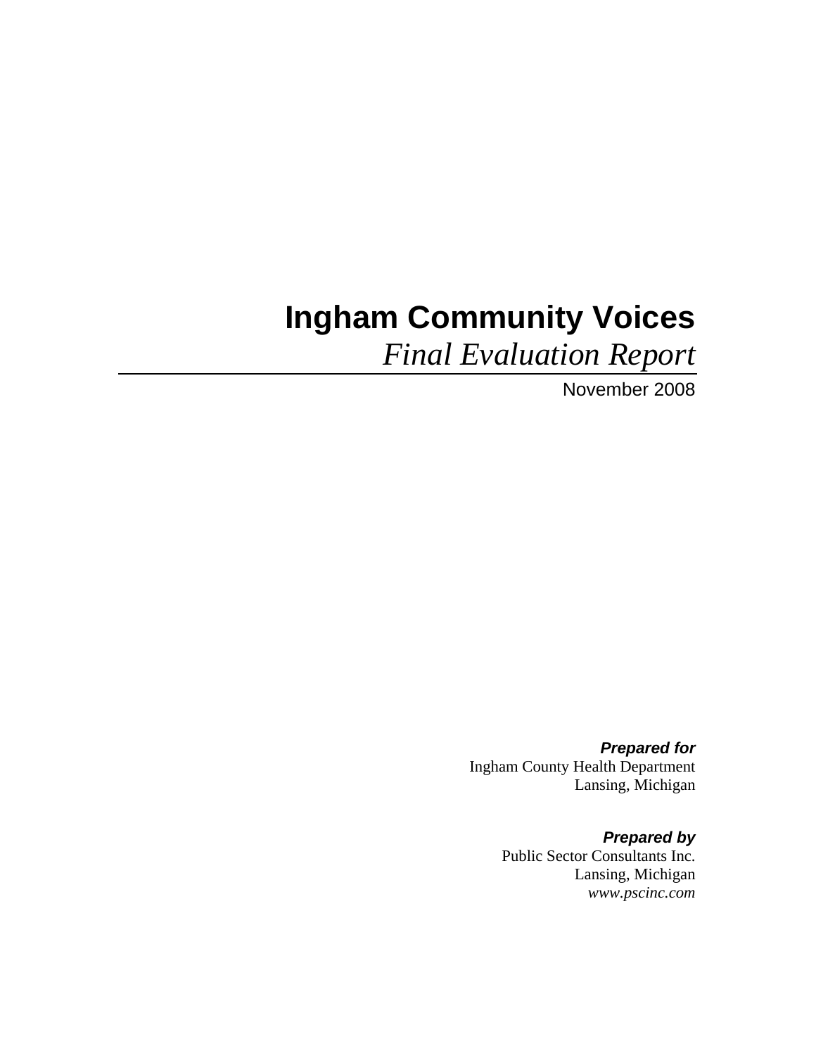# Ingham Community Voices

*Final Evaluation Report*

---

November 2008

***Prepared for***
Ingham County Health Department
Lansing, Michigan

***Prepared by***
Public Sector Consultants Inc.
Lansing, Michigan
*www.pscinc.com*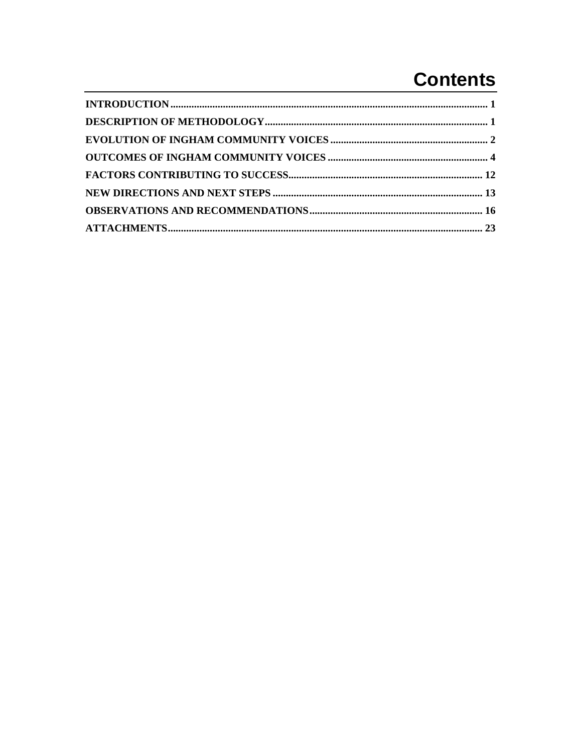# Contents

**INTRODUCTION** ........................................................................................................ 1

**DESCRIPTION OF METHODOLOGY** ..................................................................... 1

**EVOLUTION OF INGHAM COMMUNITY VOICES** ............................................... 2

**OUTCOMES OF INGHAM COMMUNITY VOICES** ................................................ 4

**FACTORS CONTRIBUTING TO SUCCESS** ........................................................ 12

**NEW DIRECTIONS AND NEXT STEPS** ............................................................... 13

**OBSERVATIONS AND RECOMMENDATIONS** .................................................... 16

**ATTACHMENTS** ...................................................................................................... 23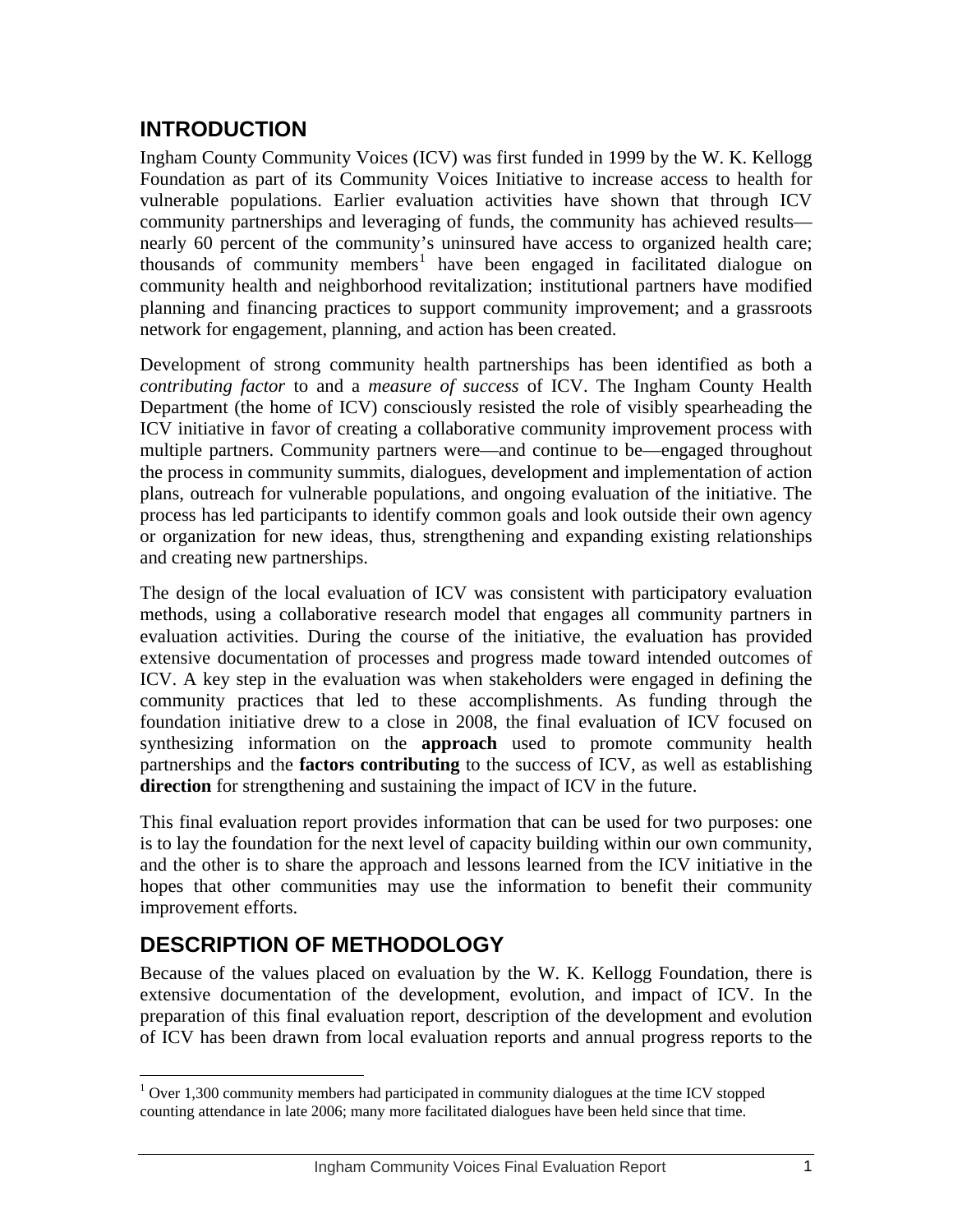## INTRODUCTION

Ingham County Community Voices (ICV) was first funded in 1999 by the W. K. Kellogg Foundation as part of its Community Voices Initiative to increase access to health for vulnerable populations. Earlier evaluation activities have shown that through ICV community partnerships and leveraging of funds, the community has achieved results—nearly 60 percent of the community's uninsured have access to organized health care; thousands of community members[1] have been engaged in facilitated dialogue on community health and neighborhood revitalization; institutional partners have modified planning and financing practices to support community improvement; and a grassroots network for engagement, planning, and action has been created.

Development of strong community health partnerships has been identified as both a *contributing factor* to and a *measure of success* of ICV. The Ingham County Health Department (the home of ICV) consciously resisted the role of visibly spearheading the ICV initiative in favor of creating a collaborative community improvement process with multiple partners. Community partners were—and continue to be—engaged throughout the process in community summits, dialogues, development and implementation of action plans, outreach for vulnerable populations, and ongoing evaluation of the initiative. The process has led participants to identify common goals and look outside their own agency or organization for new ideas, thus, strengthening and expanding existing relationships and creating new partnerships.

The design of the local evaluation of ICV was consistent with participatory evaluation methods, using a collaborative research model that engages all community partners in evaluation activities. During the course of the initiative, the evaluation has provided extensive documentation of processes and progress made toward intended outcomes of ICV. A key step in the evaluation was when stakeholders were engaged in defining the community practices that led to these accomplishments. As funding through the foundation initiative drew to a close in 2008, the final evaluation of ICV focused on synthesizing information on the **approach** used to promote community health partnerships and the **factors contributing** to the success of ICV, as well as establishing **direction** for strengthening and sustaining the impact of ICV in the future.

This final evaluation report provides information that can be used for two purposes: one is to lay the foundation for the next level of capacity building within our own community, and the other is to share the approach and lessons learned from the ICV initiative in the hopes that other communities may use the information to benefit their community improvement efforts.

## DESCRIPTION OF METHODOLOGY

Because of the values placed on evaluation by the W. K. Kellogg Foundation, there is extensive documentation of the development, evolution, and impact of ICV. In the preparation of this final evaluation report, description of the development and evolution of ICV has been drawn from local evaluation reports and annual progress reports to the

[1] Over 1,300 community members had participated in community dialogues at the time ICV stopped counting attendance in late 2006; many more facilitated dialogues have been held since that time.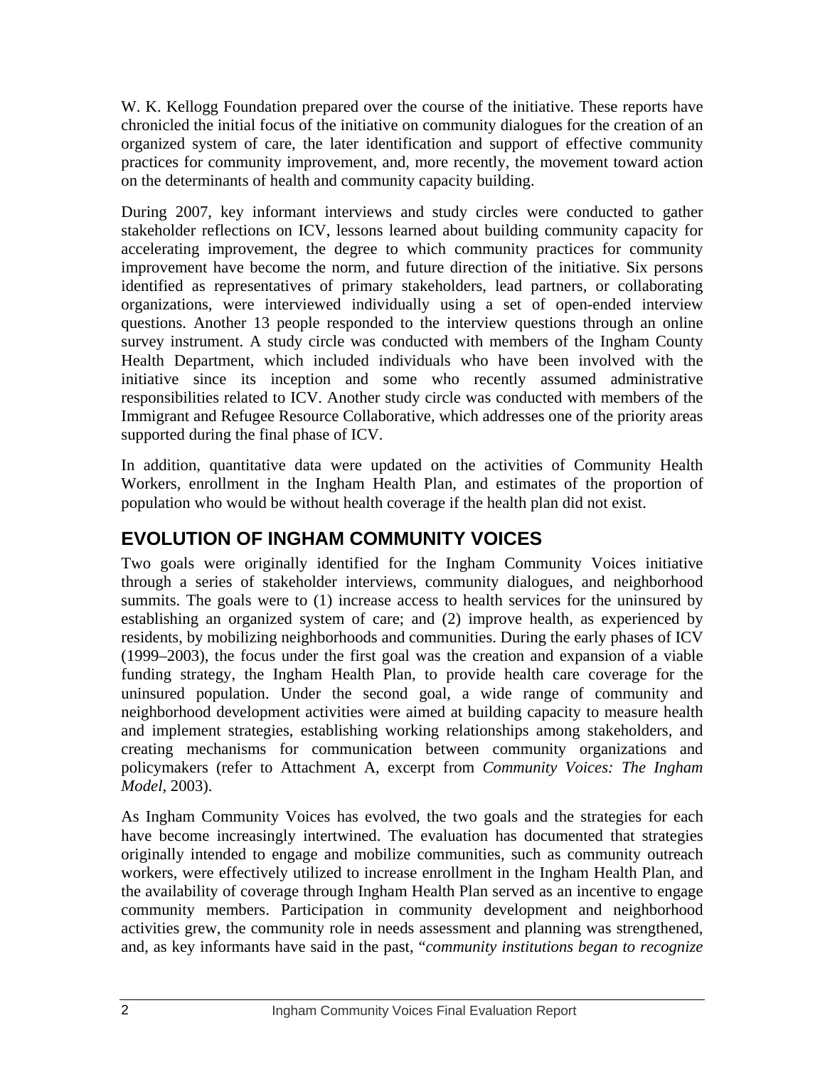W. K. Kellogg Foundation prepared over the course of the initiative. These reports have chronicled the initial focus of the initiative on community dialogues for the creation of an organized system of care, the later identification and support of effective community practices for community improvement, and, more recently, the movement toward action on the determinants of health and community capacity building.

During 2007, key informant interviews and study circles were conducted to gather stakeholder reflections on ICV, lessons learned about building community capacity for accelerating improvement, the degree to which community practices for community improvement have become the norm, and future direction of the initiative. Six persons identified as representatives of primary stakeholders, lead partners, or collaborating organizations, were interviewed individually using a set of open-ended interview questions. Another 13 people responded to the interview questions through an online survey instrument. A study circle was conducted with members of the Ingham County Health Department, which included individuals who have been involved with the initiative since its inception and some who recently assumed administrative responsibilities related to ICV. Another study circle was conducted with members of the Immigrant and Refugee Resource Collaborative, which addresses one of the priority areas supported during the final phase of ICV.

In addition, quantitative data were updated on the activities of Community Health Workers, enrollment in the Ingham Health Plan, and estimates of the proportion of population who would be without health coverage if the health plan did not exist.

## EVOLUTION OF INGHAM COMMUNITY VOICES

Two goals were originally identified for the Ingham Community Voices initiative through a series of stakeholder interviews, community dialogues, and neighborhood summits. The goals were to (1) increase access to health services for the uninsured by establishing an organized system of care; and (2) improve health, as experienced by residents, by mobilizing neighborhoods and communities. During the early phases of ICV (1999–2003), the focus under the first goal was the creation and expansion of a viable funding strategy, the Ingham Health Plan, to provide health care coverage for the uninsured population. Under the second goal, a wide range of community and neighborhood development activities were aimed at building capacity to measure health and implement strategies, establishing working relationships among stakeholders, and creating mechanisms for communication between community organizations and policymakers (refer to Attachment A, excerpt from *Community Voices: The Ingham Model*, 2003).

As Ingham Community Voices has evolved, the two goals and the strategies for each have become increasingly intertwined. The evaluation has documented that strategies originally intended to engage and mobilize communities, such as community outreach workers, were effectively utilized to increase enrollment in the Ingham Health Plan, and the availability of coverage through Ingham Health Plan served as an incentive to engage community members. Participation in community development and neighborhood activities grew, the community role in needs assessment and planning was strengthened, and, as key informants have said in the past, "*community institutions began to recognize*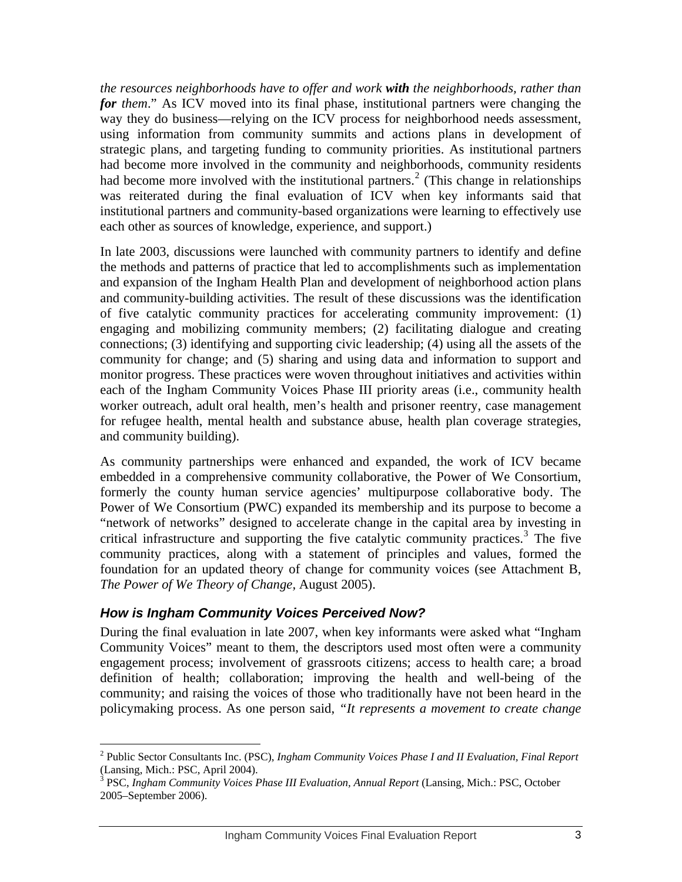*the resources neighborhoods have to offer and work **with** the neighborhoods, rather than **for** them*." As ICV moved into its final phase, institutional partners were changing the way they do business—relying on the ICV process for neighborhood needs assessment, using information from community summits and actions plans in development of strategic plans, and targeting funding to community priorities. As institutional partners had become more involved in the community and neighborhoods, community residents had become more involved with the institutional partners.[2] (This change in relationships was reiterated during the final evaluation of ICV when key informants said that institutional partners and community-based organizations were learning to effectively use each other as sources of knowledge, experience, and support.)

In late 2003, discussions were launched with community partners to identify and define the methods and patterns of practice that led to accomplishments such as implementation and expansion of the Ingham Health Plan and development of neighborhood action plans and community-building activities. The result of these discussions was the identification of five catalytic community practices for accelerating community improvement: (1) engaging and mobilizing community members; (2) facilitating dialogue and creating connections; (3) identifying and supporting civic leadership; (4) using all the assets of the community for change; and (5) sharing and using data and information to support and monitor progress. These practices were woven throughout initiatives and activities within each of the Ingham Community Voices Phase III priority areas (i.e., community health worker outreach, adult oral health, men's health and prisoner reentry, case management for refugee health, mental health and substance abuse, health plan coverage strategies, and community building).

As community partnerships were enhanced and expanded, the work of ICV became embedded in a comprehensive community collaborative, the Power of We Consortium, formerly the county human service agencies' multipurpose collaborative body. The Power of We Consortium (PWC) expanded its membership and its purpose to become a "network of networks" designed to accelerate change in the capital area by investing in critical infrastructure and supporting the five catalytic community practices.[3] The five community practices, along with a statement of principles and values, formed the foundation for an updated theory of change for community voices (see Attachment B, *The Power of We Theory of Change*, August 2005).

### *How is Ingham Community Voices Perceived Now?*

During the final evaluation in late 2007, when key informants were asked what "Ingham Community Voices" meant to them, the descriptors used most often were a community engagement process; involvement of grassroots citizens; access to health care; a broad definition of health; collaboration; improving the health and well-being of the community; and raising the voices of those who traditionally have not been heard in the policymaking process. As one person said, *"It represents a movement to create change*

---

[2] Public Sector Consultants Inc. (PSC), *Ingham Community Voices Phase I and II Evaluation, Final Report* (Lansing, Mich.: PSC, April 2004).

[3] PSC, *Ingham Community Voices Phase III Evaluation, Annual Report* (Lansing, Mich.: PSC, October 2005–September 2006).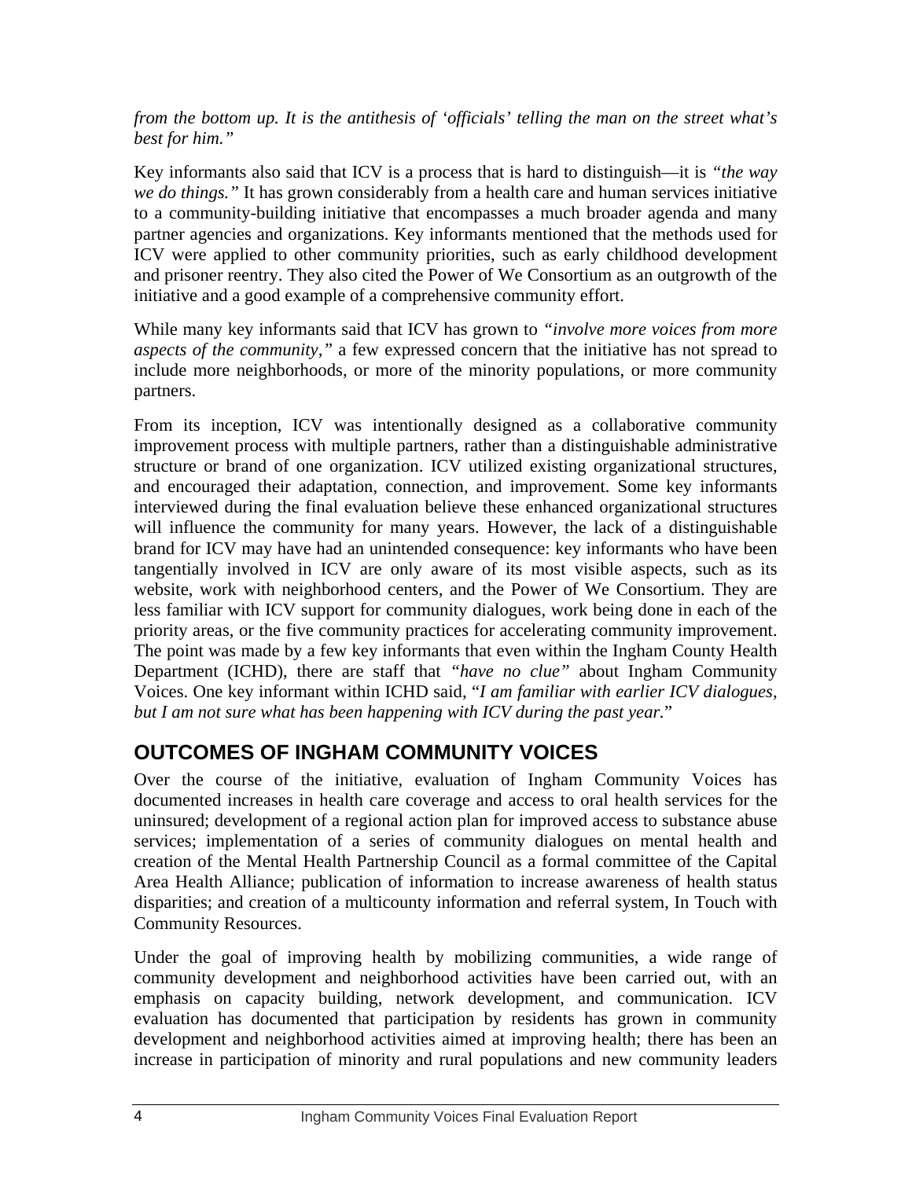*from the bottom up. It is the antithesis of 'officials' telling the man on the street what's best for him."*

Key informants also said that ICV is a process that is hard to distinguish—it is *"the way we do things."* It has grown considerably from a health care and human services initiative to a community-building initiative that encompasses a much broader agenda and many partner agencies and organizations. Key informants mentioned that the methods used for ICV were applied to other community priorities, such as early childhood development and prisoner reentry. They also cited the Power of We Consortium as an outgrowth of the initiative and a good example of a comprehensive community effort.

While many key informants said that ICV has grown to *"involve more voices from more aspects of the community,"* a few expressed concern that the initiative has not spread to include more neighborhoods, or more of the minority populations, or more community partners.

From its inception, ICV was intentionally designed as a collaborative community improvement process with multiple partners, rather than a distinguishable administrative structure or brand of one organization. ICV utilized existing organizational structures, and encouraged their adaptation, connection, and improvement. Some key informants interviewed during the final evaluation believe these enhanced organizational structures will influence the community for many years. However, the lack of a distinguishable brand for ICV may have had an unintended consequence: key informants who have been tangentially involved in ICV are only aware of its most visible aspects, such as its website, work with neighborhood centers, and the Power of We Consortium. They are less familiar with ICV support for community dialogues, work being done in each of the priority areas, or the five community practices for accelerating community improvement. The point was made by a few key informants that even within the Ingham County Health Department (ICHD), there are staff that *"have no clue"* about Ingham Community Voices. One key informant within ICHD said, "*I am familiar with earlier ICV dialogues, but I am not sure what has been happening with ICV during the past year.*"

## OUTCOMES OF INGHAM COMMUNITY VOICES

Over the course of the initiative, evaluation of Ingham Community Voices has documented increases in health care coverage and access to oral health services for the uninsured; development of a regional action plan for improved access to substance abuse services; implementation of a series of community dialogues on mental health and creation of the Mental Health Partnership Council as a formal committee of the Capital Area Health Alliance; publication of information to increase awareness of health status disparities; and creation of a multicounty information and referral system, In Touch with Community Resources.

Under the goal of improving health by mobilizing communities, a wide range of community development and neighborhood activities have been carried out, with an emphasis on capacity building, network development, and communication. ICV evaluation has documented that participation by residents has grown in community development and neighborhood activities aimed at improving health; there has been an increase in participation of minority and rural populations and new community leaders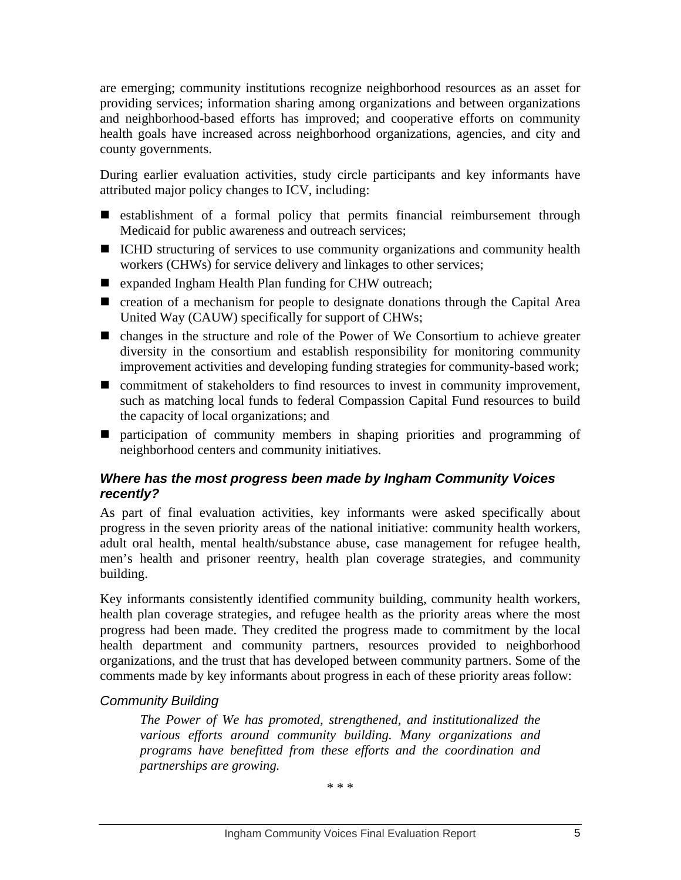are emerging; community institutions recognize neighborhood resources as an asset for providing services; information sharing among organizations and between organizations and neighborhood-based efforts has improved; and cooperative efforts on community health goals have increased across neighborhood organizations, agencies, and city and county governments.

During earlier evaluation activities, study circle participants and key informants have attributed major policy changes to ICV, including:

- establishment of a formal policy that permits financial reimbursement through Medicaid for public awareness and outreach services;
- ICHD structuring of services to use community organizations and community health workers (CHWs) for service delivery and linkages to other services;
- expanded Ingham Health Plan funding for CHW outreach;
- creation of a mechanism for people to designate donations through the Capital Area United Way (CAUW) specifically for support of CHWs;
- changes in the structure and role of the Power of We Consortium to achieve greater diversity in the consortium and establish responsibility for monitoring community improvement activities and developing funding strategies for community-based work;
- commitment of stakeholders to find resources to invest in community improvement, such as matching local funds to federal Compassion Capital Fund resources to build the capacity of local organizations; and
- participation of community members in shaping priorities and programming of neighborhood centers and community initiatives.

### *Where has the most progress been made by Ingham Community Voices recently?*

As part of final evaluation activities, key informants were asked specifically about progress in the seven priority areas of the national initiative: community health workers, adult oral health, mental health/substance abuse, case management for refugee health, men's health and prisoner reentry, health plan coverage strategies, and community building.

Key informants consistently identified community building, community health workers, health plan coverage strategies, and refugee health as the priority areas where the most progress had been made. They credited the progress made to commitment by the local health department and community partners, resources provided to neighborhood organizations, and the trust that has developed between community partners. Some of the comments made by key informants about progress in each of these priority areas follow:

#### *Community Building*

> *The Power of We has promoted, strengthened, and institutionalized the various efforts around community building. Many organizations and programs have benefitted from these efforts and the coordination and partnerships are growing.*

\* \* \*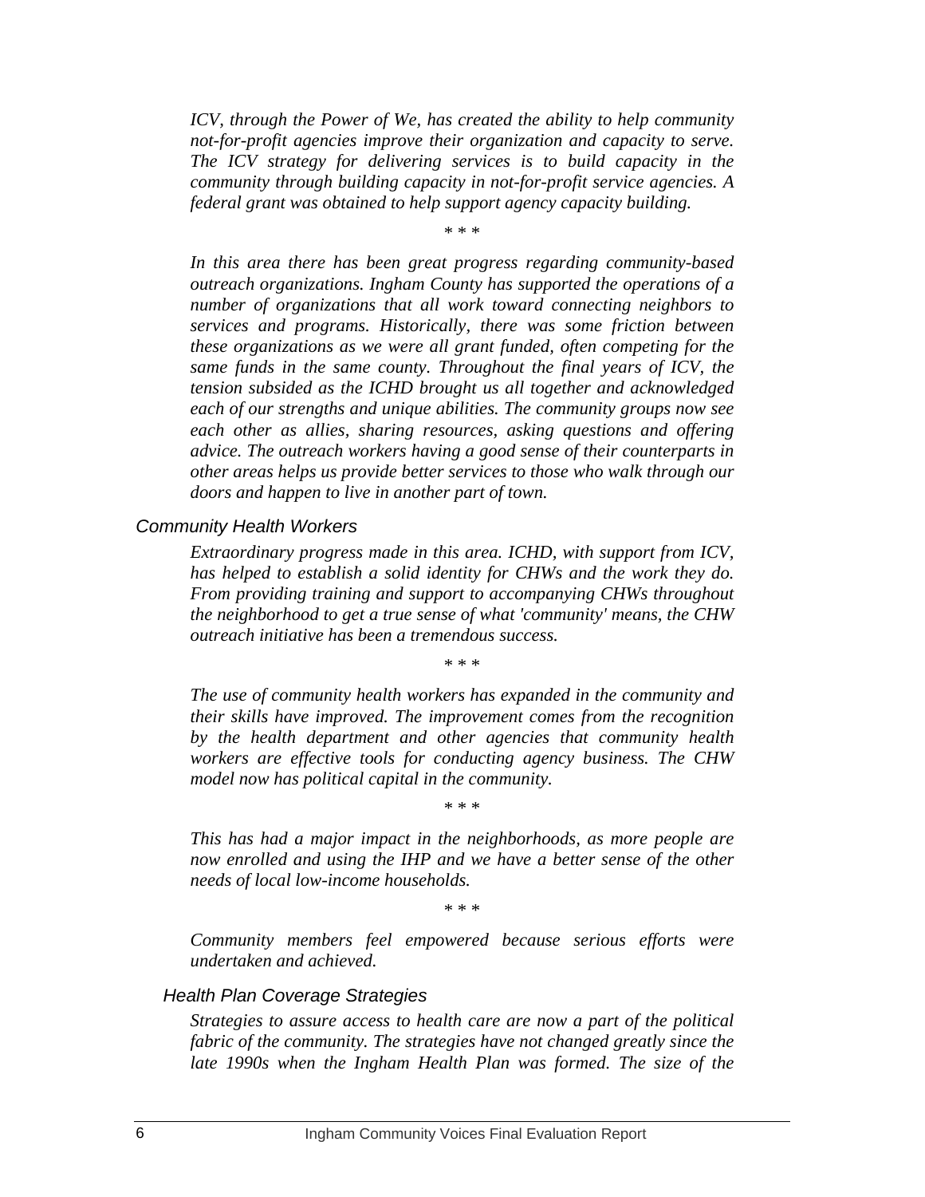*ICV, through the Power of We, has created the ability to help community not-for-profit agencies improve their organization and capacity to serve. The ICV strategy for delivering services is to build capacity in the community through building capacity in not-for-profit service agencies. A federal grant was obtained to help support agency capacity building.*

\* \* \*

*In this area there has been great progress regarding community-based outreach organizations. Ingham County has supported the operations of a number of organizations that all work toward connecting neighbors to services and programs. Historically, there was some friction between these organizations as we were all grant funded, often competing for the same funds in the same county. Throughout the final years of ICV, the tension subsided as the ICHD brought us all together and acknowledged each of our strengths and unique abilities. The community groups now see each other as allies, sharing resources, asking questions and offering advice. The outreach workers having a good sense of their counterparts in other areas helps us provide better services to those who walk through our doors and happen to live in another part of town.*

### Community Health Workers

*Extraordinary progress made in this area. ICHD, with support from ICV, has helped to establish a solid identity for CHWs and the work they do. From providing training and support to accompanying CHWs throughout the neighborhood to get a true sense of what 'community' means, the CHW outreach initiative has been a tremendous success.*

\* \* \*

*The use of community health workers has expanded in the community and their skills have improved. The improvement comes from the recognition by the health department and other agencies that community health workers are effective tools for conducting agency business. The CHW model now has political capital in the community.*

\* \* \*

*This has had a major impact in the neighborhoods, as more people are now enrolled and using the IHP and we have a better sense of the other needs of local low-income households.*

\* \* \*

*Community members feel empowered because serious efforts were undertaken and achieved.*

### Health Plan Coverage Strategies

*Strategies to assure access to health care are now a part of the political fabric of the community. The strategies have not changed greatly since the late 1990s when the Ingham Health Plan was formed. The size of the*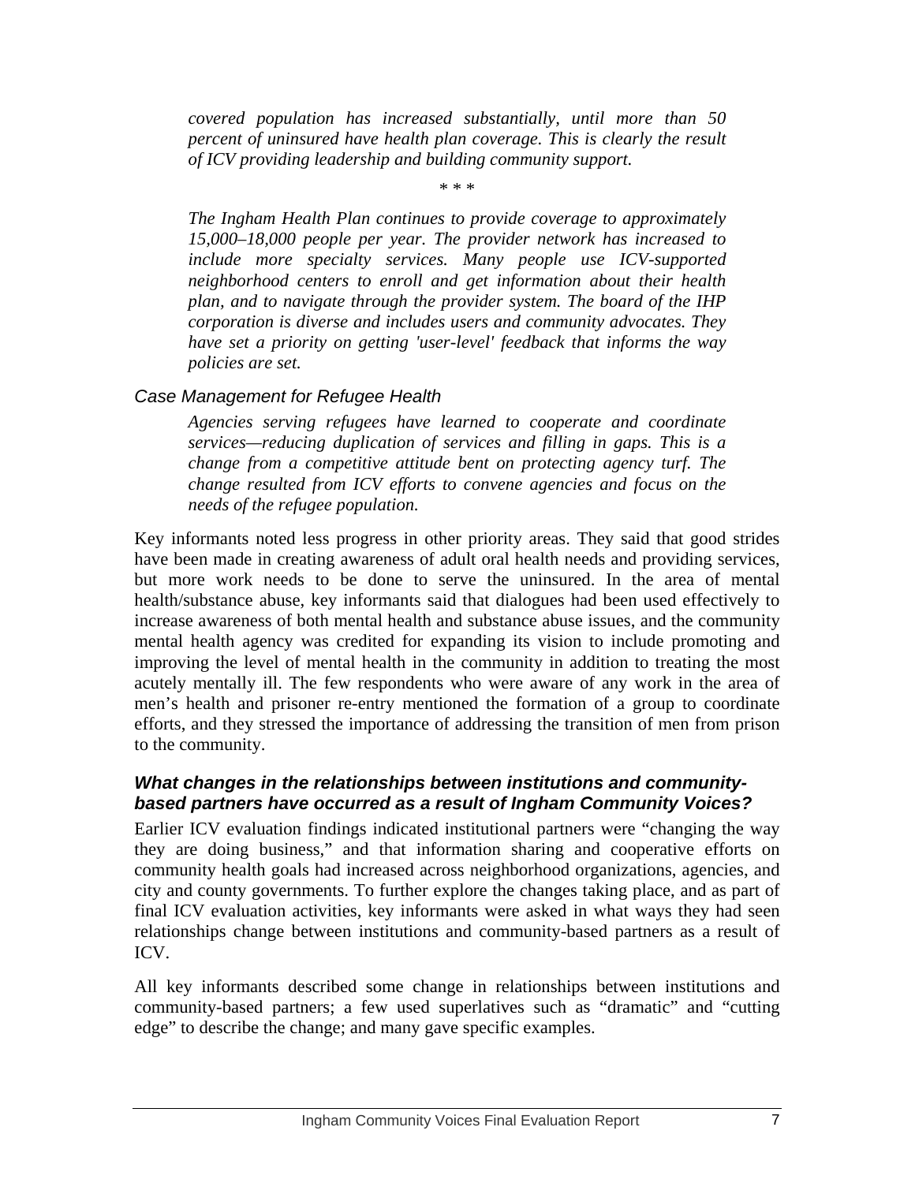*covered population has increased substantially, until more than 50 percent of uninsured have health plan coverage. This is clearly the result of ICV providing leadership and building community support.*

\* \* \*

*The Ingham Health Plan continues to provide coverage to approximately 15,000–18,000 people per year. The provider network has increased to include more specialty services. Many people use ICV-supported neighborhood centers to enroll and get information about their health plan, and to navigate through the provider system. The board of the IHP corporation is diverse and includes users and community advocates. They have set a priority on getting 'user-level' feedback that informs the way policies are set.*

#### *Case Management for Refugee Health*

*Agencies serving refugees have learned to cooperate and coordinate services—reducing duplication of services and filling in gaps. This is a change from a competitive attitude bent on protecting agency turf. The change resulted from ICV efforts to convene agencies and focus on the needs of the refugee population.*

Key informants noted less progress in other priority areas. They said that good strides have been made in creating awareness of adult oral health needs and providing services, but more work needs to be done to serve the uninsured. In the area of mental health/substance abuse, key informants said that dialogues had been used effectively to increase awareness of both mental health and substance abuse issues, and the community mental health agency was credited for expanding its vision to include promoting and improving the level of mental health in the community in addition to treating the most acutely mentally ill. The few respondents who were aware of any work in the area of men's health and prisoner re-entry mentioned the formation of a group to coordinate efforts, and they stressed the importance of addressing the transition of men from prison to the community.

### *What changes in the relationships between institutions and community-based partners have occurred as a result of Ingham Community Voices?*

Earlier ICV evaluation findings indicated institutional partners were "changing the way they are doing business," and that information sharing and cooperative efforts on community health goals had increased across neighborhood organizations, agencies, and city and county governments. To further explore the changes taking place, and as part of final ICV evaluation activities, key informants were asked in what ways they had seen relationships change between institutions and community-based partners as a result of ICV.

All key informants described some change in relationships between institutions and community-based partners; a few used superlatives such as "dramatic" and "cutting edge" to describe the change; and many gave specific examples.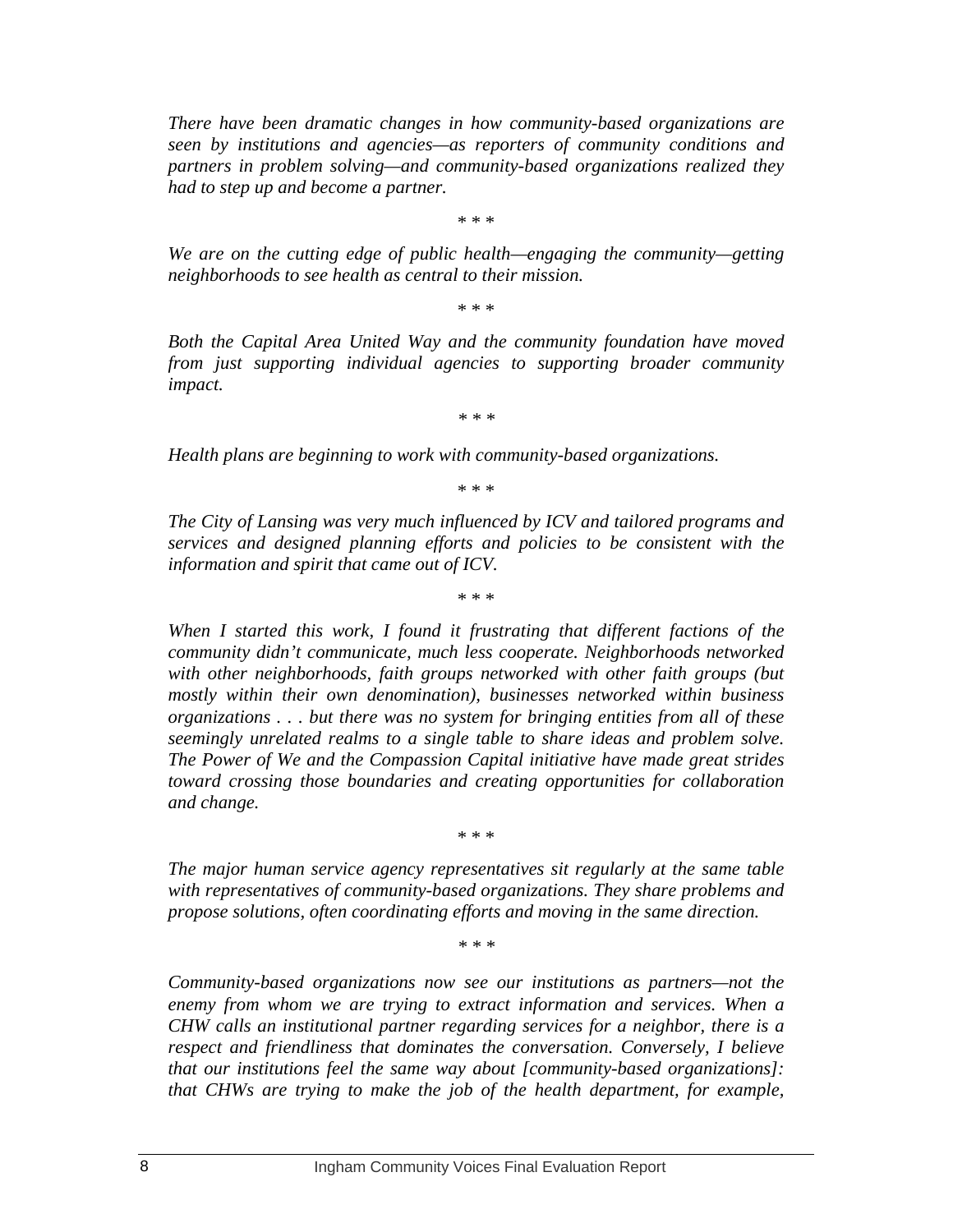*There have been dramatic changes in how community-based organizations are seen by institutions and agencies—as reporters of community conditions and partners in problem solving—and community-based organizations realized they had to step up and become a partner.*

\* \* \*

*We are on the cutting edge of public health—engaging the community—getting neighborhoods to see health as central to their mission.*

\* \* \*

*Both the Capital Area United Way and the community foundation have moved from just supporting individual agencies to supporting broader community impact.*

\* \* \*

*Health plans are beginning to work with community-based organizations.*

\* \* \*

*The City of Lansing was very much influenced by ICV and tailored programs and services and designed planning efforts and policies to be consistent with the information and spirit that came out of ICV.*

\* \* \*

*When I started this work, I found it frustrating that different factions of the community didn't communicate, much less cooperate. Neighborhoods networked with other neighborhoods, faith groups networked with other faith groups (but mostly within their own denomination), businesses networked within business organizations . . . but there was no system for bringing entities from all of these seemingly unrelated realms to a single table to share ideas and problem solve. The Power of We and the Compassion Capital initiative have made great strides toward crossing those boundaries and creating opportunities for collaboration and change.*

\* \* \*

*The major human service agency representatives sit regularly at the same table with representatives of community-based organizations. They share problems and propose solutions, often coordinating efforts and moving in the same direction.*

\* \* \*

*Community-based organizations now see our institutions as partners—not the enemy from whom we are trying to extract information and services. When a CHW calls an institutional partner regarding services for a neighbor, there is a respect and friendliness that dominates the conversation. Conversely, I believe that our institutions feel the same way about [community-based organizations]: that CHWs are trying to make the job of the health department, for example,*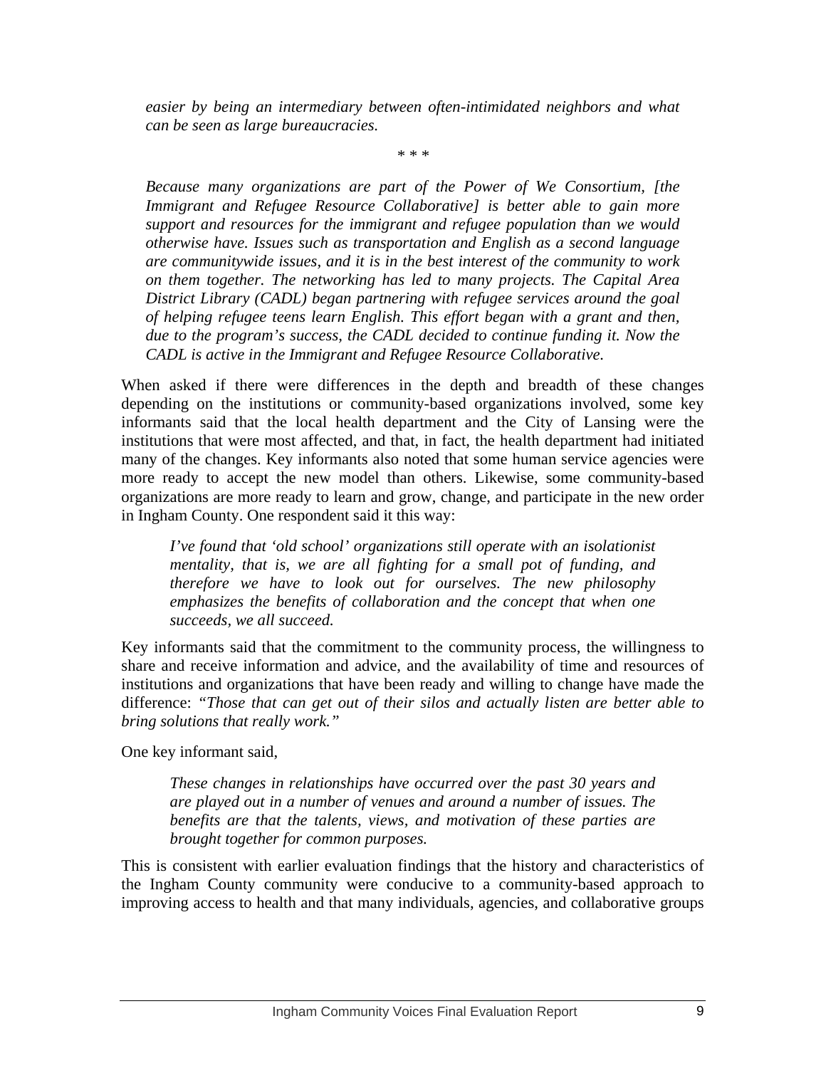*easier by being an intermediary between often-intimidated neighbors and what can be seen as large bureaucracies.*

\* \* \*

*Because many organizations are part of the Power of We Consortium, [the Immigrant and Refugee Resource Collaborative] is better able to gain more support and resources for the immigrant and refugee population than we would otherwise have. Issues such as transportation and English as a second language are communitywide issues, and it is in the best interest of the community to work on them together. The networking has led to many projects. The Capital Area District Library (CADL) began partnering with refugee services around the goal of helping refugee teens learn English. This effort began with a grant and then, due to the program's success, the CADL decided to continue funding it. Now the CADL is active in the Immigrant and Refugee Resource Collaborative.*

When asked if there were differences in the depth and breadth of these changes depending on the institutions or community-based organizations involved, some key informants said that the local health department and the City of Lansing were the institutions that were most affected, and that, in fact, the health department had initiated many of the changes. Key informants also noted that some human service agencies were more ready to accept the new model than others. Likewise, some community-based organizations are more ready to learn and grow, change, and participate in the new order in Ingham County. One respondent said it this way:

> *I've found that 'old school' organizations still operate with an isolationist mentality, that is, we are all fighting for a small pot of funding, and therefore we have to look out for ourselves. The new philosophy emphasizes the benefits of collaboration and the concept that when one succeeds, we all succeed.*

Key informants said that the commitment to the community process, the willingness to share and receive information and advice, and the availability of time and resources of institutions and organizations that have been ready and willing to change have made the difference: *"Those that can get out of their silos and actually listen are better able to bring solutions that really work."*

One key informant said,

> *These changes in relationships have occurred over the past 30 years and are played out in a number of venues and around a number of issues. The benefits are that the talents, views, and motivation of these parties are brought together for common purposes.*

This is consistent with earlier evaluation findings that the history and characteristics of the Ingham County community were conducive to a community-based approach to improving access to health and that many individuals, agencies, and collaborative groups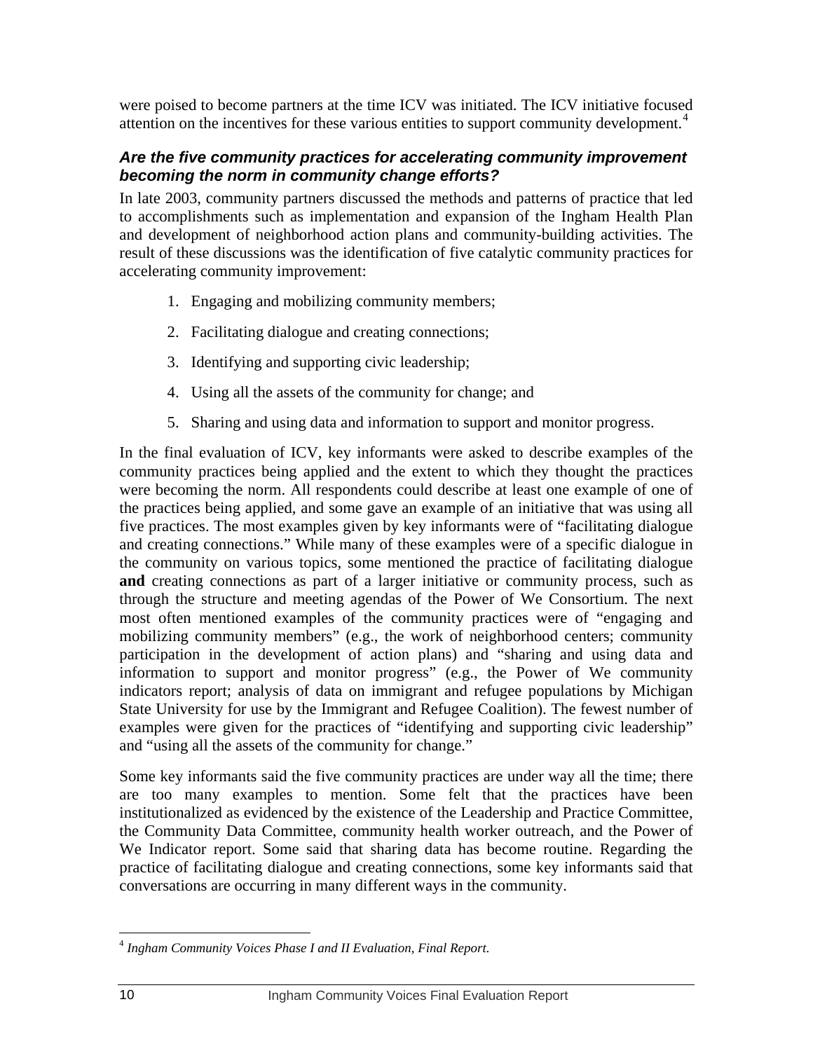were poised to become partners at the time ICV was initiated. The ICV initiative focused attention on the incentives for these various entities to support community development.[4]

### *Are the five community practices for accelerating community improvement becoming the norm in community change efforts?*

In late 2003, community partners discussed the methods and patterns of practice that led to accomplishments such as implementation and expansion of the Ingham Health Plan and development of neighborhood action plans and community-building activities. The result of these discussions was the identification of five catalytic community practices for accelerating community improvement:

1. Engaging and mobilizing community members;
2. Facilitating dialogue and creating connections;
3. Identifying and supporting civic leadership;
4. Using all the assets of the community for change; and
5. Sharing and using data and information to support and monitor progress.

In the final evaluation of ICV, key informants were asked to describe examples of the community practices being applied and the extent to which they thought the practices were becoming the norm. All respondents could describe at least one example of one of the practices being applied, and some gave an example of an initiative that was using all five practices. The most examples given by key informants were of "facilitating dialogue and creating connections." While many of these examples were of a specific dialogue in the community on various topics, some mentioned the practice of facilitating dialogue **and** creating connections as part of a larger initiative or community process, such as through the structure and meeting agendas of the Power of We Consortium. The next most often mentioned examples of the community practices were of "engaging and mobilizing community members" (e.g., the work of neighborhood centers; community participation in the development of action plans) and "sharing and using data and information to support and monitor progress" (e.g., the Power of We community indicators report; analysis of data on immigrant and refugee populations by Michigan State University for use by the Immigrant and Refugee Coalition). The fewest number of examples were given for the practices of "identifying and supporting civic leadership" and "using all the assets of the community for change."

Some key informants said the five community practices are under way all the time; there are too many examples to mention. Some felt that the practices have been institutionalized as evidenced by the existence of the Leadership and Practice Committee, the Community Data Committee, community health worker outreach, and the Power of We Indicator report. Some said that sharing data has become routine. Regarding the practice of facilitating dialogue and creating connections, some key informants said that conversations are occurring in many different ways in the community.

---

[4] *Ingham Community Voices Phase I and II Evaluation, Final Report*.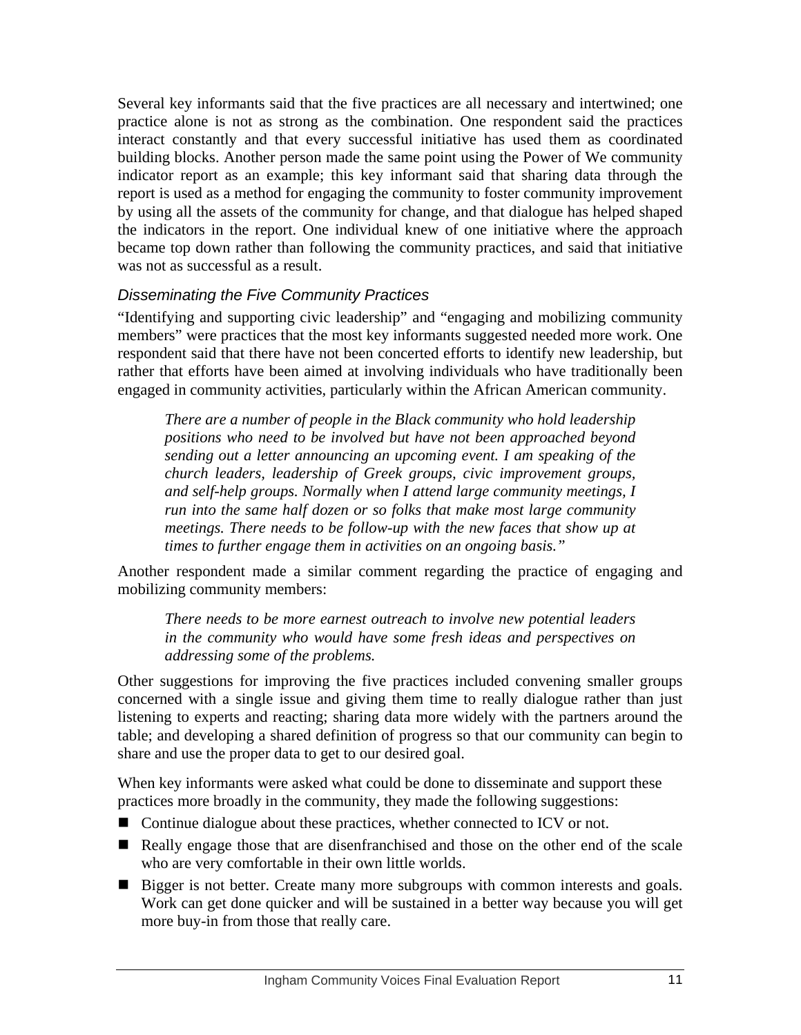Several key informants said that the five practices are all necessary and intertwined; one practice alone is not as strong as the combination. One respondent said the practices interact constantly and that every successful initiative has used them as coordinated building blocks. Another person made the same point using the Power of We community indicator report as an example; this key informant said that sharing data through the report is used as a method for engaging the community to foster community improvement by using all the assets of the community for change, and that dialogue has helped shaped the indicators in the report. One individual knew of one initiative where the approach became top down rather than following the community practices, and said that initiative was not as successful as a result.

### *Disseminating the Five Community Practices*

"Identifying and supporting civic leadership" and "engaging and mobilizing community members" were practices that the most key informants suggested needed more work. One respondent said that there have not been concerted efforts to identify new leadership, but rather that efforts have been aimed at involving individuals who have traditionally been engaged in community activities, particularly within the African American community.

> *There are a number of people in the Black community who hold leadership positions who need to be involved but have not been approached beyond sending out a letter announcing an upcoming event. I am speaking of the church leaders, leadership of Greek groups, civic improvement groups, and self-help groups. Normally when I attend large community meetings, I run into the same half dozen or so folks that make most large community meetings. There needs to be follow-up with the new faces that show up at times to further engage them in activities on an ongoing basis."*

Another respondent made a similar comment regarding the practice of engaging and mobilizing community members:

> *There needs to be more earnest outreach to involve new potential leaders in the community who would have some fresh ideas and perspectives on addressing some of the problems.*

Other suggestions for improving the five practices included convening smaller groups concerned with a single issue and giving them time to really dialogue rather than just listening to experts and reacting; sharing data more widely with the partners around the table; and developing a shared definition of progress so that our community can begin to share and use the proper data to get to our desired goal.

When key informants were asked what could be done to disseminate and support these practices more broadly in the community, they made the following suggestions:

- Continue dialogue about these practices, whether connected to ICV or not.
- Really engage those that are disenfranchised and those on the other end of the scale who are very comfortable in their own little worlds.
- Bigger is not better. Create many more subgroups with common interests and goals. Work can get done quicker and will be sustained in a better way because you will get more buy-in from those that really care.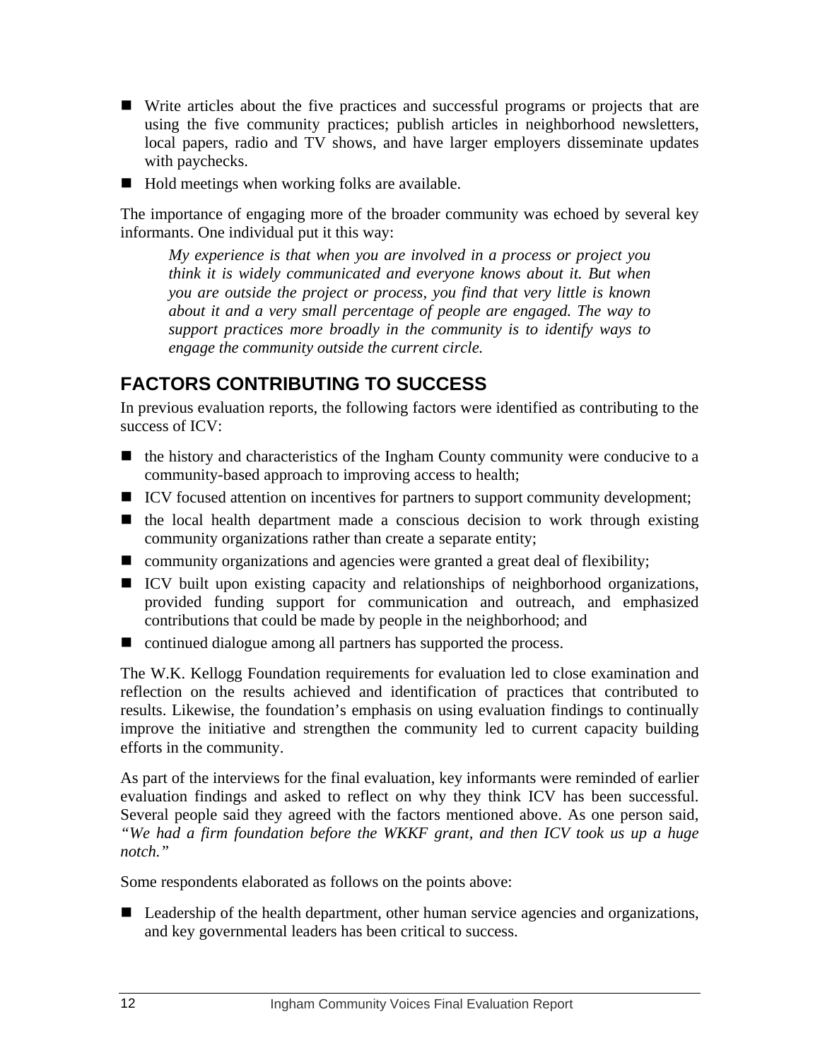- Write articles about the five practices and successful programs or projects that are using the five community practices; publish articles in neighborhood newsletters, local papers, radio and TV shows, and have larger employers disseminate updates with paychecks.
- Hold meetings when working folks are available.

The importance of engaging more of the broader community was echoed by several key informants. One individual put it this way:

> *My experience is that when you are involved in a process or project you think it is widely communicated and everyone knows about it. But when you are outside the project or process, you find that very little is known about it and a very small percentage of people are engaged. The way to support practices more broadly in the community is to identify ways to engage the community outside the current circle.*

## FACTORS CONTRIBUTING TO SUCCESS

In previous evaluation reports, the following factors were identified as contributing to the success of ICV:

- the history and characteristics of the Ingham County community were conducive to a community-based approach to improving access to health;
- ICV focused attention on incentives for partners to support community development;
- the local health department made a conscious decision to work through existing community organizations rather than create a separate entity;
- community organizations and agencies were granted a great deal of flexibility;
- ICV built upon existing capacity and relationships of neighborhood organizations, provided funding support for communication and outreach, and emphasized contributions that could be made by people in the neighborhood; and
- continued dialogue among all partners has supported the process.

The W.K. Kellogg Foundation requirements for evaluation led to close examination and reflection on the results achieved and identification of practices that contributed to results. Likewise, the foundation's emphasis on using evaluation findings to continually improve the initiative and strengthen the community led to current capacity building efforts in the community.

As part of the interviews for the final evaluation, key informants were reminded of earlier evaluation findings and asked to reflect on why they think ICV has been successful. Several people said they agreed with the factors mentioned above. As one person said, *"We had a firm foundation before the WKKF grant, and then ICV took us up a huge notch."*

Some respondents elaborated as follows on the points above:

- Leadership of the health department, other human service agencies and organizations, and key governmental leaders has been critical to success.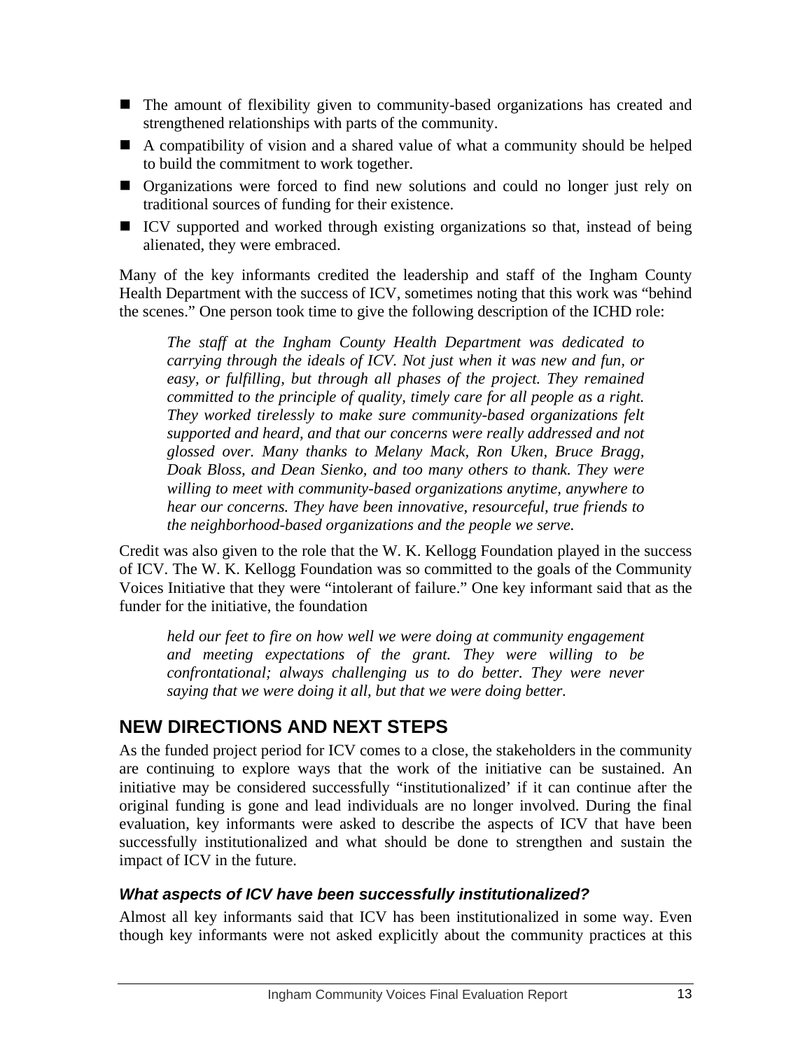- The amount of flexibility given to community-based organizations has created and strengthened relationships with parts of the community.
- A compatibility of vision and a shared value of what a community should be helped to build the commitment to work together.
- Organizations were forced to find new solutions and could no longer just rely on traditional sources of funding for their existence.
- ICV supported and worked through existing organizations so that, instead of being alienated, they were embraced.

Many of the key informants credited the leadership and staff of the Ingham County Health Department with the success of ICV, sometimes noting that this work was "behind the scenes." One person took time to give the following description of the ICHD role:

> *The staff at the Ingham County Health Department was dedicated to carrying through the ideals of ICV. Not just when it was new and fun, or easy, or fulfilling, but through all phases of the project. They remained committed to the principle of quality, timely care for all people as a right. They worked tirelessly to make sure community-based organizations felt supported and heard, and that our concerns were really addressed and not glossed over. Many thanks to Melany Mack, Ron Uken, Bruce Bragg, Doak Bloss, and Dean Sienko, and too many others to thank. They were willing to meet with community-based organizations anytime, anywhere to hear our concerns. They have been innovative, resourceful, true friends to the neighborhood-based organizations and the people we serve.*

Credit was also given to the role that the W. K. Kellogg Foundation played in the success of ICV. The W. K. Kellogg Foundation was so committed to the goals of the Community Voices Initiative that they were "intolerant of failure." One key informant said that as the funder for the initiative, the foundation

> *held our feet to fire on how well we were doing at community engagement and meeting expectations of the grant. They were willing to be confrontational; always challenging us to do better. They were never saying that we were doing it all, but that we were doing better.*

## NEW DIRECTIONS AND NEXT STEPS

As the funded project period for ICV comes to a close, the stakeholders in the community are continuing to explore ways that the work of the initiative can be sustained. An initiative may be considered successfully "institutionalized' if it can continue after the original funding is gone and lead individuals are no longer involved. During the final evaluation, key informants were asked to describe the aspects of ICV that have been successfully institutionalized and what should be done to strengthen and sustain the impact of ICV in the future.

### *What aspects of ICV have been successfully institutionalized?*

Almost all key informants said that ICV has been institutionalized in some way. Even though key informants were not asked explicitly about the community practices at this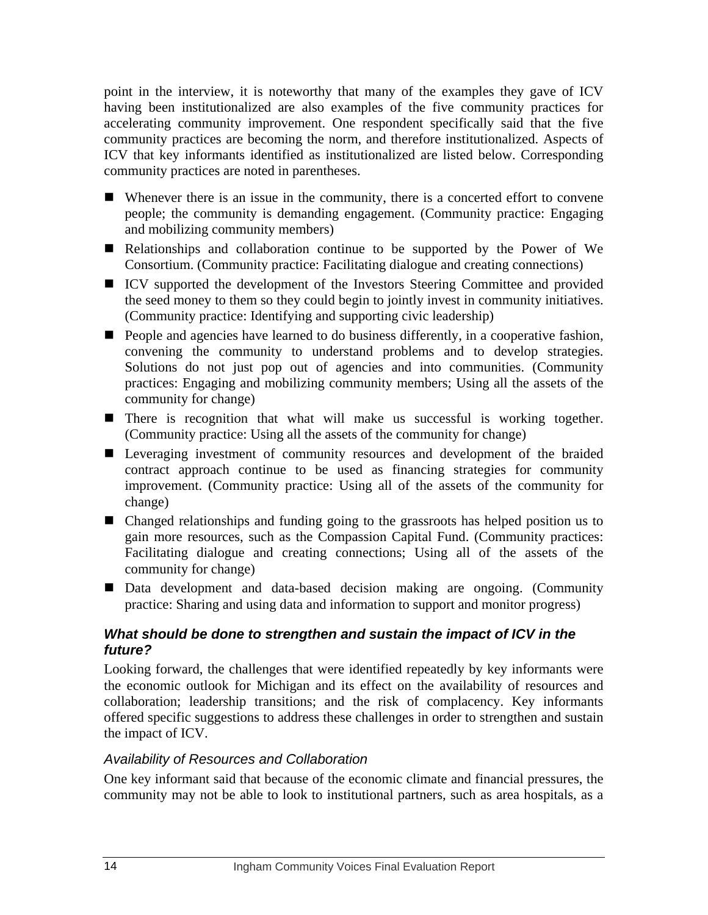point in the interview, it is noteworthy that many of the examples they gave of ICV having been institutionalized are also examples of the five community practices for accelerating community improvement. One respondent specifically said that the five community practices are becoming the norm, and therefore institutionalized. Aspects of ICV that key informants identified as institutionalized are listed below. Corresponding community practices are noted in parentheses.

- Whenever there is an issue in the community, there is a concerted effort to convene people; the community is demanding engagement. (Community practice: Engaging and mobilizing community members)
- Relationships and collaboration continue to be supported by the Power of We Consortium. (Community practice: Facilitating dialogue and creating connections)
- ICV supported the development of the Investors Steering Committee and provided the seed money to them so they could begin to jointly invest in community initiatives. (Community practice: Identifying and supporting civic leadership)
- People and agencies have learned to do business differently, in a cooperative fashion, convening the community to understand problems and to develop strategies. Solutions do not just pop out of agencies and into communities. (Community practices: Engaging and mobilizing community members; Using all the assets of the community for change)
- There is recognition that what will make us successful is working together. (Community practice: Using all the assets of the community for change)
- Leveraging investment of community resources and development of the braided contract approach continue to be used as financing strategies for community improvement. (Community practice: Using all of the assets of the community for change)
- Changed relationships and funding going to the grassroots has helped position us to gain more resources, such as the Compassion Capital Fund. (Community practices: Facilitating dialogue and creating connections; Using all of the assets of the community for change)
- Data development and data-based decision making are ongoing. (Community practice: Sharing and using data and information to support and monitor progress)

### *What should be done to strengthen and sustain the impact of ICV in the future?*

Looking forward, the challenges that were identified repeatedly by key informants were the economic outlook for Michigan and its effect on the availability of resources and collaboration; leadership transitions; and the risk of complacency. Key informants offered specific suggestions to address these challenges in order to strengthen and sustain the impact of ICV.

#### *Availability of Resources and Collaboration*

One key informant said that because of the economic climate and financial pressures, the community may not be able to look to institutional partners, such as area hospitals, as a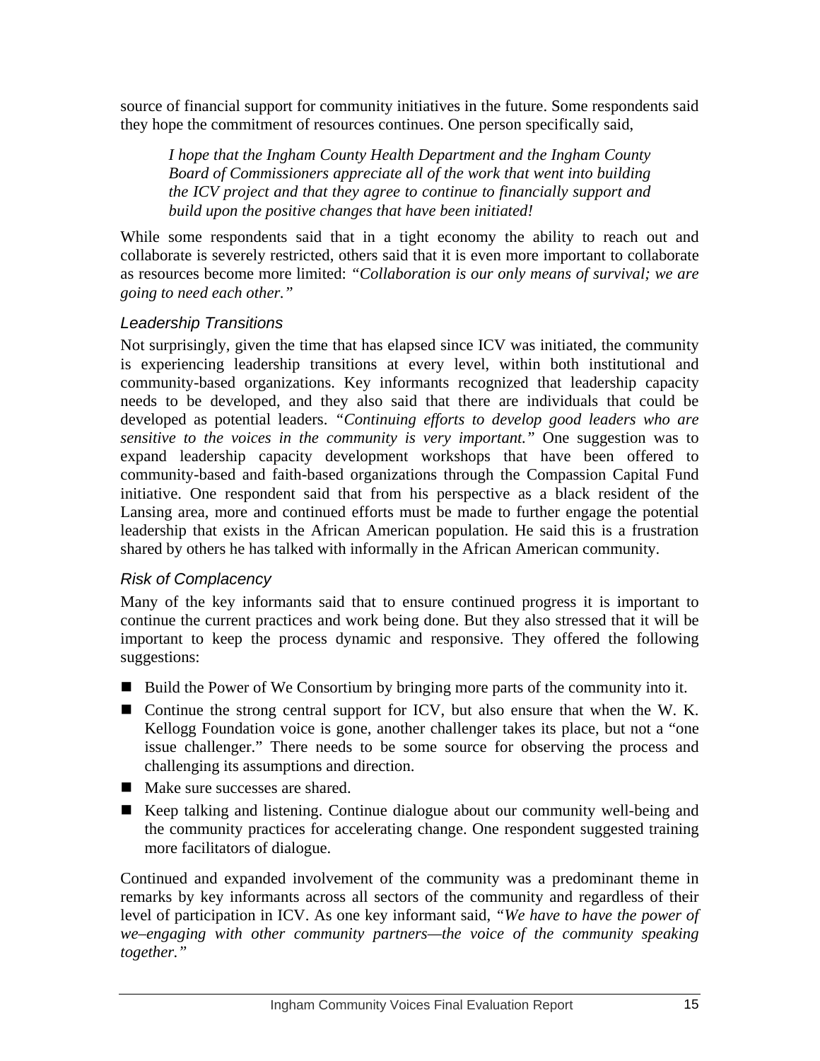source of financial support for community initiatives in the future. Some respondents said they hope the commitment of resources continues. One person specifically said,

> *I hope that the Ingham County Health Department and the Ingham County Board of Commissioners appreciate all of the work that went into building the ICV project and that they agree to continue to financially support and build upon the positive changes that have been initiated!*

While some respondents said that in a tight economy the ability to reach out and collaborate is severely restricted, others said that it is even more important to collaborate as resources become more limited: *"Collaboration is our only means of survival; we are going to need each other."*

### *Leadership Transitions*

Not surprisingly, given the time that has elapsed since ICV was initiated, the community is experiencing leadership transitions at every level, within both institutional and community-based organizations. Key informants recognized that leadership capacity needs to be developed, and they also said that there are individuals that could be developed as potential leaders. *"Continuing efforts to develop good leaders who are sensitive to the voices in the community is very important."* One suggestion was to expand leadership capacity development workshops that have been offered to community-based and faith-based organizations through the Compassion Capital Fund initiative. One respondent said that from his perspective as a black resident of the Lansing area, more and continued efforts must be made to further engage the potential leadership that exists in the African American population. He said this is a frustration shared by others he has talked with informally in the African American community.

### *Risk of Complacency*

Many of the key informants said that to ensure continued progress it is important to continue the current practices and work being done. But they also stressed that it will be important to keep the process dynamic and responsive. They offered the following suggestions:

- Build the Power of We Consortium by bringing more parts of the community into it.
- Continue the strong central support for ICV, but also ensure that when the W. K. Kellogg Foundation voice is gone, another challenger takes its place, but not a "one issue challenger." There needs to be some source for observing the process and challenging its assumptions and direction.
- Make sure successes are shared.
- Keep talking and listening. Continue dialogue about our community well-being and the community practices for accelerating change. One respondent suggested training more facilitators of dialogue.

Continued and expanded involvement of the community was a predominant theme in remarks by key informants across all sectors of the community and regardless of their level of participation in ICV. As one key informant said, *"We have to have the power of we–engaging with other community partners—the voice of the community speaking together."*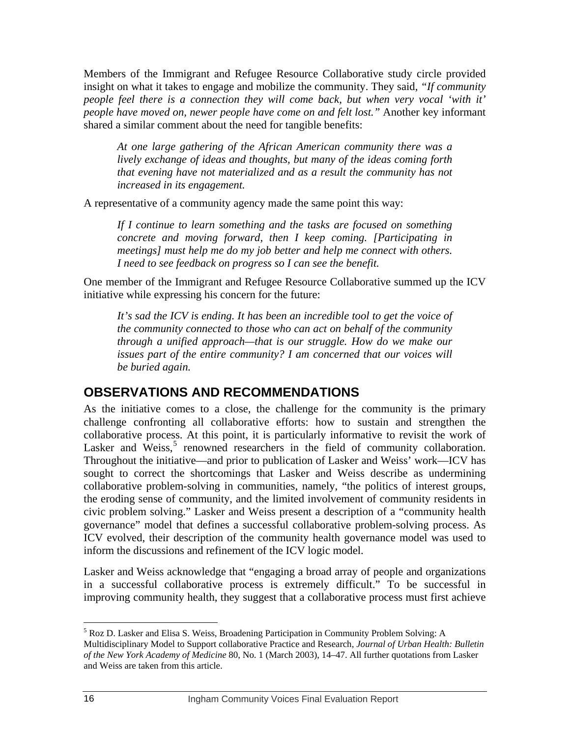Members of the Immigrant and Refugee Resource Collaborative study circle provided insight on what it takes to engage and mobilize the community. They said, *"If community people feel there is a connection they will come back, but when very vocal 'with it' people have moved on, newer people have come on and felt lost."* Another key informant shared a similar comment about the need for tangible benefits:

> *At one large gathering of the African American community there was a lively exchange of ideas and thoughts, but many of the ideas coming forth that evening have not materialized and as a result the community has not increased in its engagement.*

A representative of a community agency made the same point this way:

> *If I continue to learn something and the tasks are focused on something concrete and moving forward, then I keep coming. [Participating in meetings] must help me do my job better and help me connect with others. I need to see feedback on progress so I can see the benefit.*

One member of the Immigrant and Refugee Resource Collaborative summed up the ICV initiative while expressing his concern for the future:

> *It's sad the ICV is ending. It has been an incredible tool to get the voice of the community connected to those who can act on behalf of the community through a unified approach—that is our struggle. How do we make our issues part of the entire community? I am concerned that our voices will be buried again.*

## OBSERVATIONS AND RECOMMENDATIONS

As the initiative comes to a close, the challenge for the community is the primary challenge confronting all collaborative efforts: how to sustain and strengthen the collaborative process. At this point, it is particularly informative to revisit the work of Lasker and Weiss,[5] renowned researchers in the field of community collaboration. Throughout the initiative—and prior to publication of Lasker and Weiss' work—ICV has sought to correct the shortcomings that Lasker and Weiss describe as undermining collaborative problem-solving in communities, namely, "the politics of interest groups, the eroding sense of community, and the limited involvement of community residents in civic problem solving." Lasker and Weiss present a description of a "community health governance" model that defines a successful collaborative problem-solving process. As ICV evolved, their description of the community health governance model was used to inform the discussions and refinement of the ICV logic model.

Lasker and Weiss acknowledge that "engaging a broad array of people and organizations in a successful collaborative process is extremely difficult." To be successful in improving community health, they suggest that a collaborative process must first achieve

---

[5] Roz D. Lasker and Elisa S. Weiss, Broadening Participation in Community Problem Solving: A Multidisciplinary Model to Support collaborative Practice and Research, *Journal of Urban Health: Bulletin of the New York Academy of Medicine* 80, No. 1 (March 2003), 14–47. All further quotations from Lasker and Weiss are taken from this article.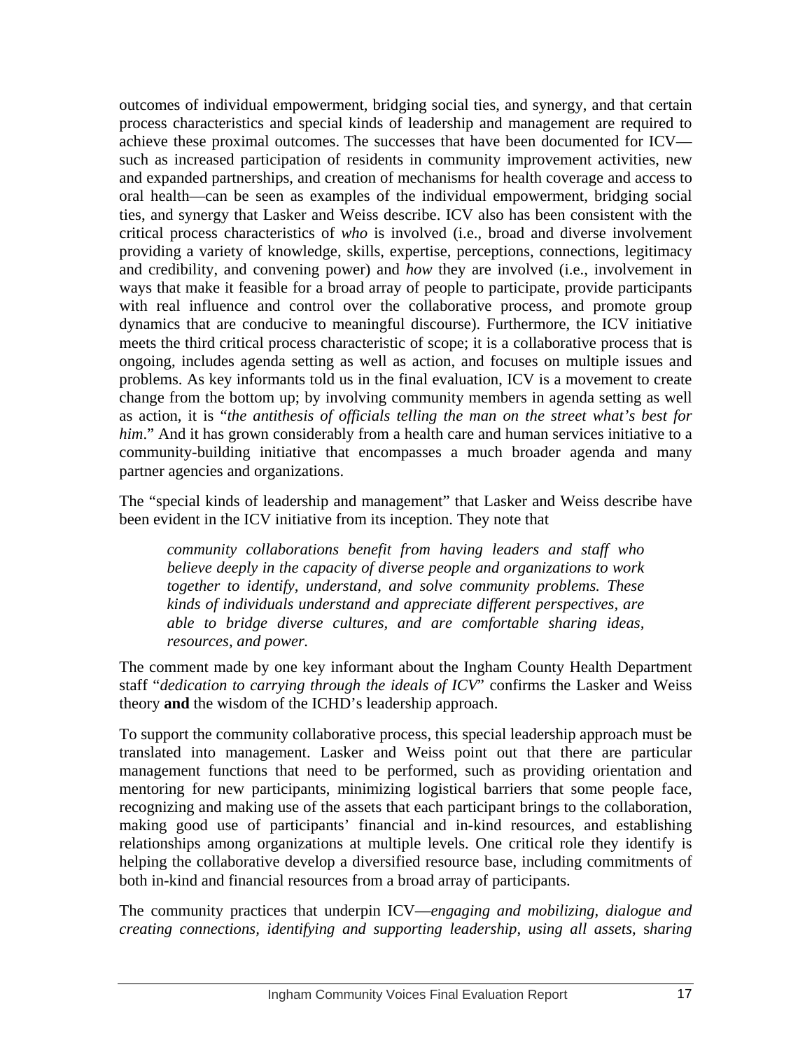outcomes of individual empowerment, bridging social ties, and synergy, and that certain process characteristics and special kinds of leadership and management are required to achieve these proximal outcomes. The successes that have been documented for ICV—such as increased participation of residents in community improvement activities, new and expanded partnerships, and creation of mechanisms for health coverage and access to oral health—can be seen as examples of the individual empowerment, bridging social ties, and synergy that Lasker and Weiss describe. ICV also has been consistent with the critical process characteristics of *who* is involved (i.e., broad and diverse involvement providing a variety of knowledge, skills, expertise, perceptions, connections, legitimacy and credibility, and convening power) and *how* they are involved (i.e., involvement in ways that make it feasible for a broad array of people to participate, provide participants with real influence and control over the collaborative process, and promote group dynamics that are conducive to meaningful discourse). Furthermore, the ICV initiative meets the third critical process characteristic of scope; it is a collaborative process that is ongoing, includes agenda setting as well as action, and focuses on multiple issues and problems. As key informants told us in the final evaluation, ICV is a movement to create change from the bottom up; by involving community members in agenda setting as well as action, it is "*the antithesis of officials telling the man on the street what's best for him*." And it has grown considerably from a health care and human services initiative to a community-building initiative that encompasses a much broader agenda and many partner agencies and organizations.

The "special kinds of leadership and management" that Lasker and Weiss describe have been evident in the ICV initiative from its inception. They note that

> *community collaborations benefit from having leaders and staff who believe deeply in the capacity of diverse people and organizations to work together to identify, understand, and solve community problems. These kinds of individuals understand and appreciate different perspectives, are able to bridge diverse cultures, and are comfortable sharing ideas, resources, and power.*

The comment made by one key informant about the Ingham County Health Department staff "*dedication to carrying through the ideals of ICV*" confirms the Lasker and Weiss theory **and** the wisdom of the ICHD's leadership approach.

To support the community collaborative process, this special leadership approach must be translated into management. Lasker and Weiss point out that there are particular management functions that need to be performed, such as providing orientation and mentoring for new participants, minimizing logistical barriers that some people face, recognizing and making use of the assets that each participant brings to the collaboration, making good use of participants' financial and in-kind resources, and establishing relationships among organizations at multiple levels. One critical role they identify is helping the collaborative develop a diversified resource base, including commitments of both in-kind and financial resources from a broad array of participants.

The community practices that underpin ICV—*engaging and mobilizing*, *dialogue and creating connections*, *identifying and supporting leadership*, *using all assets*, *sharing*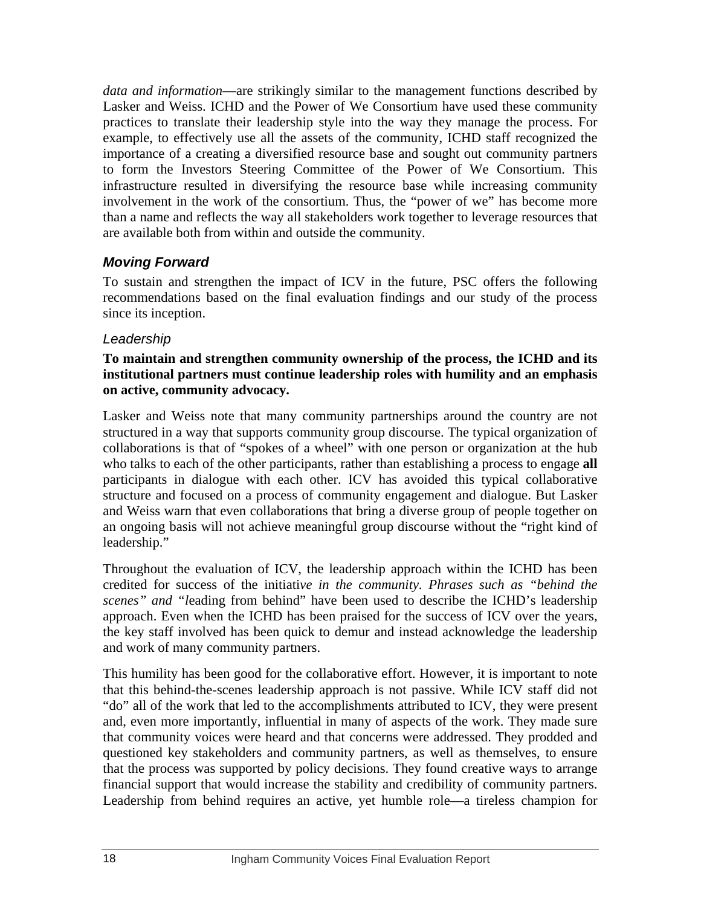*data and information*—are strikingly similar to the management functions described by Lasker and Weiss. ICHD and the Power of We Consortium have used these community practices to translate their leadership style into the way they manage the process. For example, to effectively use all the assets of the community, ICHD staff recognized the importance of a creating a diversified resource base and sought out community partners to form the Investors Steering Committee of the Power of We Consortium. This infrastructure resulted in diversifying the resource base while increasing community involvement in the work of the consortium. Thus, the "power of we" has become more than a name and reflects the way all stakeholders work together to leverage resources that are available both from within and outside the community.

## *Moving Forward*

To sustain and strengthen the impact of ICV in the future, PSC offers the following recommendations based on the final evaluation findings and our study of the process since its inception.

### *Leadership*

**To maintain and strengthen community ownership of the process, the ICHD and its institutional partners must continue leadership roles with humility and an emphasis on active, community advocacy.**

Lasker and Weiss note that many community partnerships around the country are not structured in a way that supports community group discourse. The typical organization of collaborations is that of "spokes of a wheel" with one person or organization at the hub who talks to each of the other participants, rather than establishing a process to engage **all** participants in dialogue with each other. ICV has avoided this typical collaborative structure and focused on a process of community engagement and dialogue. But Lasker and Weiss warn that even collaborations that bring a diverse group of people together on an ongoing basis will not achieve meaningful group discourse without the "right kind of leadership."

Throughout the evaluation of ICV, the leadership approach within the ICHD has been credited for success of the initiati*ve in the community. Phrases such as "behind the scenes" and "l*eading from behind" have been used to describe the ICHD's leadership approach. Even when the ICHD has been praised for the success of ICV over the years, the key staff involved has been quick to demur and instead acknowledge the leadership and work of many community partners.

This humility has been good for the collaborative effort. However, it is important to note that this behind-the-scenes leadership approach is not passive. While ICV staff did not "do" all of the work that led to the accomplishments attributed to ICV, they were present and, even more importantly, influential in many of aspects of the work. They made sure that community voices were heard and that concerns were addressed. They prodded and questioned key stakeholders and community partners, as well as themselves, to ensure that the process was supported by policy decisions. They found creative ways to arrange financial support that would increase the stability and credibility of community partners. Leadership from behind requires an active, yet humble role—a tireless champion for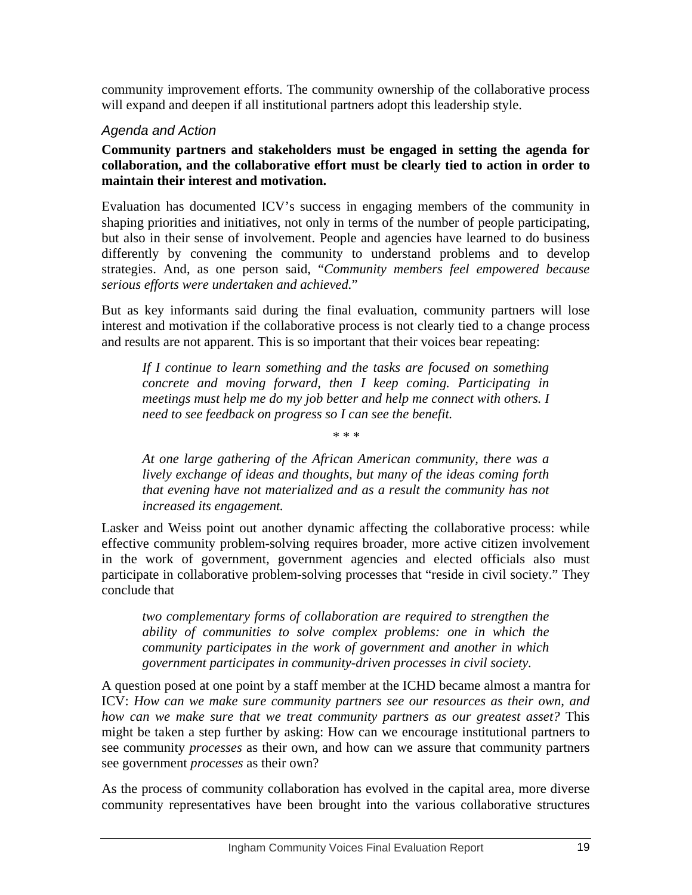community improvement efforts. The community ownership of the collaborative process will expand and deepen if all institutional partners adopt this leadership style.

### *Agenda and Action*

**Community partners and stakeholders must be engaged in setting the agenda for collaboration, and the collaborative effort must be clearly tied to action in order to maintain their interest and motivation.**

Evaluation has documented ICV's success in engaging members of the community in shaping priorities and initiatives, not only in terms of the number of people participating, but also in their sense of involvement. People and agencies have learned to do business differently by convening the community to understand problems and to develop strategies. And, as one person said, "*Community members feel empowered because serious efforts were undertaken and achieved.*"

But as key informants said during the final evaluation, community partners will lose interest and motivation if the collaborative process is not clearly tied to a change process and results are not apparent. This is so important that their voices bear repeating:

> *If I continue to learn something and the tasks are focused on something concrete and moving forward, then I keep coming. Participating in meetings must help me do my job better and help me connect with others. I need to see feedback on progress so I can see the benefit.*
>
> \* \* \*
>
> *At one large gathering of the African American community, there was a lively exchange of ideas and thoughts, but many of the ideas coming forth that evening have not materialized and as a result the community has not increased its engagement.*

Lasker and Weiss point out another dynamic affecting the collaborative process: while effective community problem-solving requires broader, more active citizen involvement in the work of government, government agencies and elected officials also must participate in collaborative problem-solving processes that "reside in civil society." They conclude that

> *two complementary forms of collaboration are required to strengthen the ability of communities to solve complex problems: one in which the community participates in the work of government and another in which government participates in community-driven processes in civil society.*

A question posed at one point by a staff member at the ICHD became almost a mantra for ICV: *How can we make sure community partners see our resources as their own, and how can we make sure that we treat community partners as our greatest asset?* This might be taken a step further by asking: How can we encourage institutional partners to see community *processes* as their own, and how can we assure that community partners see government *processes* as their own?

As the process of community collaboration has evolved in the capital area, more diverse community representatives have been brought into the various collaborative structures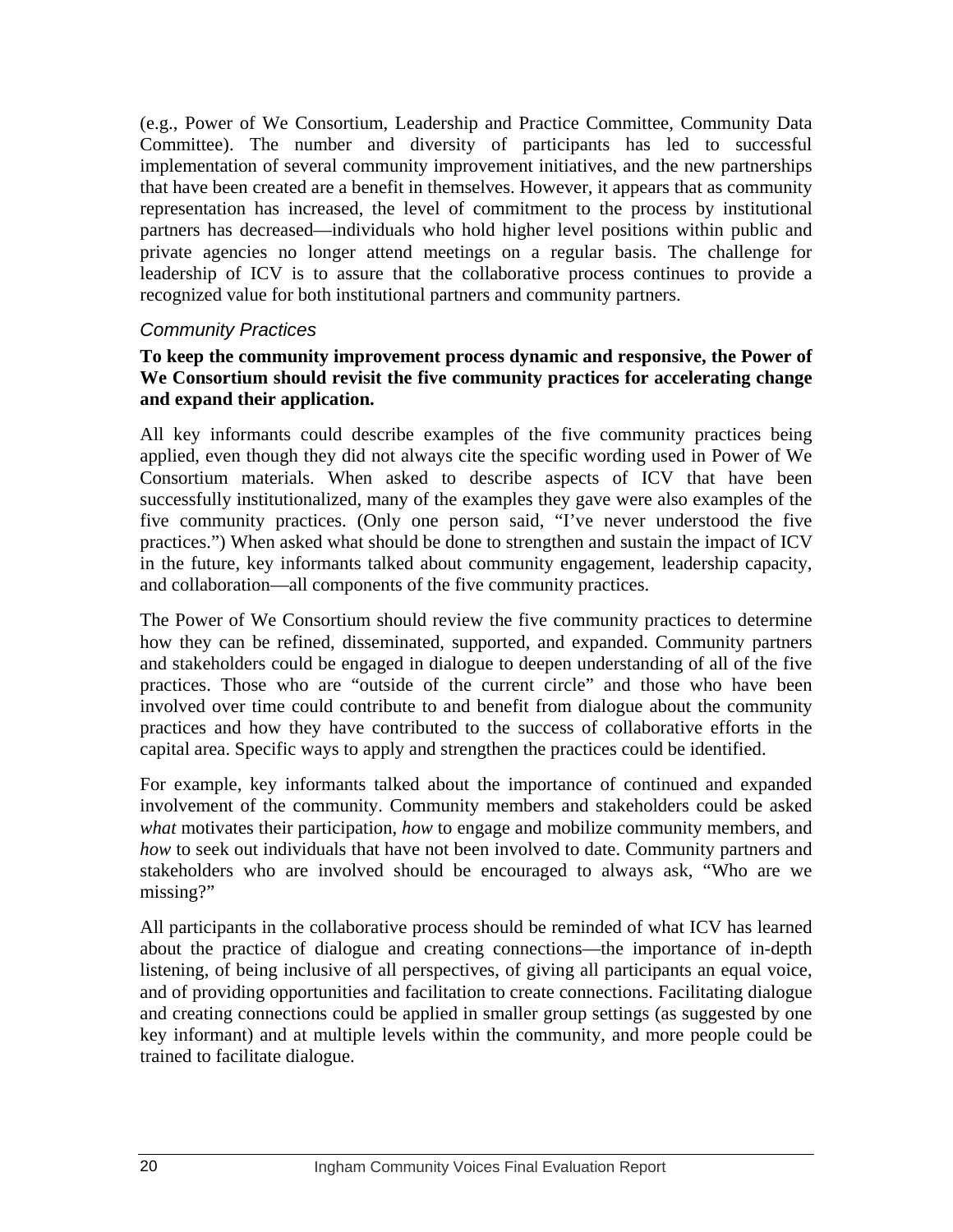(e.g., Power of We Consortium, Leadership and Practice Committee, Community Data Committee). The number and diversity of participants has led to successful implementation of several community improvement initiatives, and the new partnerships that have been created are a benefit in themselves. However, it appears that as community representation has increased, the level of commitment to the process by institutional partners has decreased—individuals who hold higher level positions within public and private agencies no longer attend meetings on a regular basis. The challenge for leadership of ICV is to assure that the collaborative process continues to provide a recognized value for both institutional partners and community partners.

### *Community Practices*

**To keep the community improvement process dynamic and responsive, the Power of We Consortium should revisit the five community practices for accelerating change and expand their application.**

All key informants could describe examples of the five community practices being applied, even though they did not always cite the specific wording used in Power of We Consortium materials. When asked to describe aspects of ICV that have been successfully institutionalized, many of the examples they gave were also examples of the five community practices. (Only one person said, "I've never understood the five practices.") When asked what should be done to strengthen and sustain the impact of ICV in the future, key informants talked about community engagement, leadership capacity, and collaboration—all components of the five community practices.

The Power of We Consortium should review the five community practices to determine how they can be refined, disseminated, supported, and expanded. Community partners and stakeholders could be engaged in dialogue to deepen understanding of all of the five practices. Those who are "outside of the current circle" and those who have been involved over time could contribute to and benefit from dialogue about the community practices and how they have contributed to the success of collaborative efforts in the capital area. Specific ways to apply and strengthen the practices could be identified.

For example, key informants talked about the importance of continued and expanded involvement of the community. Community members and stakeholders could be asked *what* motivates their participation, *how* to engage and mobilize community members, and *how* to seek out individuals that have not been involved to date. Community partners and stakeholders who are involved should be encouraged to always ask, "Who are we missing?"

All participants in the collaborative process should be reminded of what ICV has learned about the practice of dialogue and creating connections—the importance of in-depth listening, of being inclusive of all perspectives, of giving all participants an equal voice, and of providing opportunities and facilitation to create connections. Facilitating dialogue and creating connections could be applied in smaller group settings (as suggested by one key informant) and at multiple levels within the community, and more people could be trained to facilitate dialogue.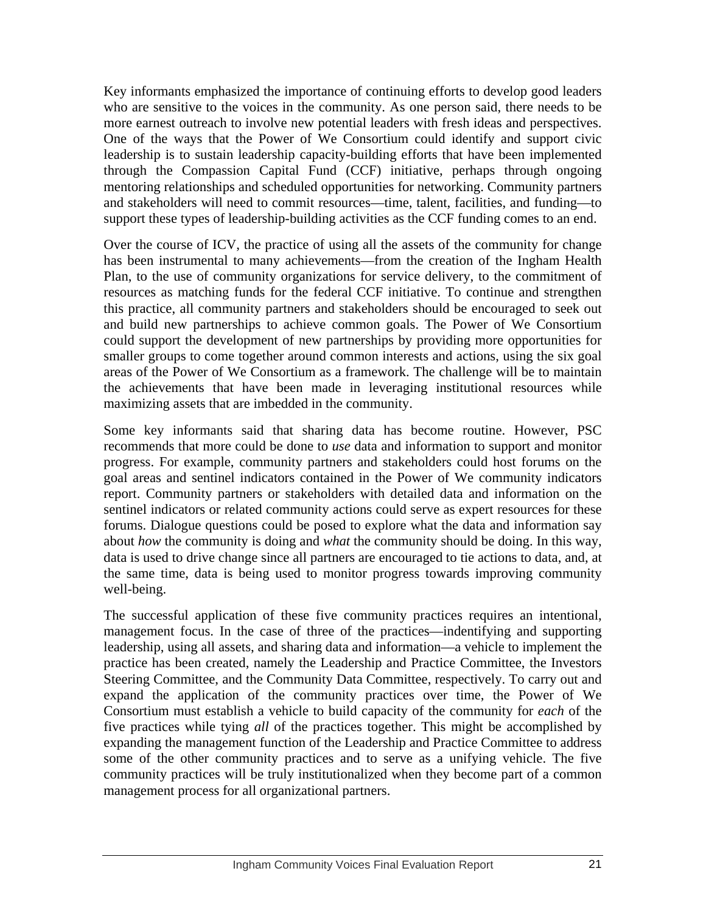Key informants emphasized the importance of continuing efforts to develop good leaders who are sensitive to the voices in the community. As one person said, there needs to be more earnest outreach to involve new potential leaders with fresh ideas and perspectives. One of the ways that the Power of We Consortium could identify and support civic leadership is to sustain leadership capacity-building efforts that have been implemented through the Compassion Capital Fund (CCF) initiative, perhaps through ongoing mentoring relationships and scheduled opportunities for networking. Community partners and stakeholders will need to commit resources—time, talent, facilities, and funding—to support these types of leadership-building activities as the CCF funding comes to an end.

Over the course of ICV, the practice of using all the assets of the community for change has been instrumental to many achievements—from the creation of the Ingham Health Plan, to the use of community organizations for service delivery, to the commitment of resources as matching funds for the federal CCF initiative. To continue and strengthen this practice, all community partners and stakeholders should be encouraged to seek out and build new partnerships to achieve common goals. The Power of We Consortium could support the development of new partnerships by providing more opportunities for smaller groups to come together around common interests and actions, using the six goal areas of the Power of We Consortium as a framework. The challenge will be to maintain the achievements that have been made in leveraging institutional resources while maximizing assets that are imbedded in the community.

Some key informants said that sharing data has become routine. However, PSC recommends that more could be done to *use* data and information to support and monitor progress. For example, community partners and stakeholders could host forums on the goal areas and sentinel indicators contained in the Power of We community indicators report. Community partners or stakeholders with detailed data and information on the sentinel indicators or related community actions could serve as expert resources for these forums. Dialogue questions could be posed to explore what the data and information say about *how* the community is doing and *what* the community should be doing. In this way, data is used to drive change since all partners are encouraged to tie actions to data, and, at the same time, data is being used to monitor progress towards improving community well-being.

The successful application of these five community practices requires an intentional, management focus. In the case of three of the practices—indentifying and supporting leadership, using all assets, and sharing data and information—a vehicle to implement the practice has been created, namely the Leadership and Practice Committee, the Investors Steering Committee, and the Community Data Committee, respectively. To carry out and expand the application of the community practices over time, the Power of We Consortium must establish a vehicle to build capacity of the community for *each* of the five practices while tying *all* of the practices together. This might be accomplished by expanding the management function of the Leadership and Practice Committee to address some of the other community practices and to serve as a unifying vehicle. The five community practices will be truly institutionalized when they become part of a common management process for all organizational partners.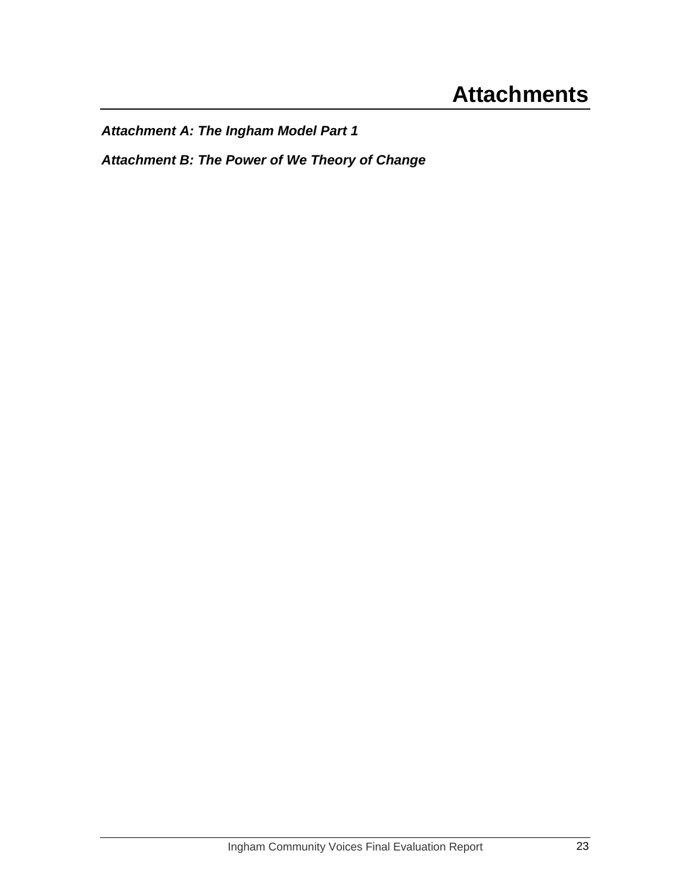# Attachments

***Attachment A: The Ingham Model Part 1***

***Attachment B: The Power of We Theory of Change***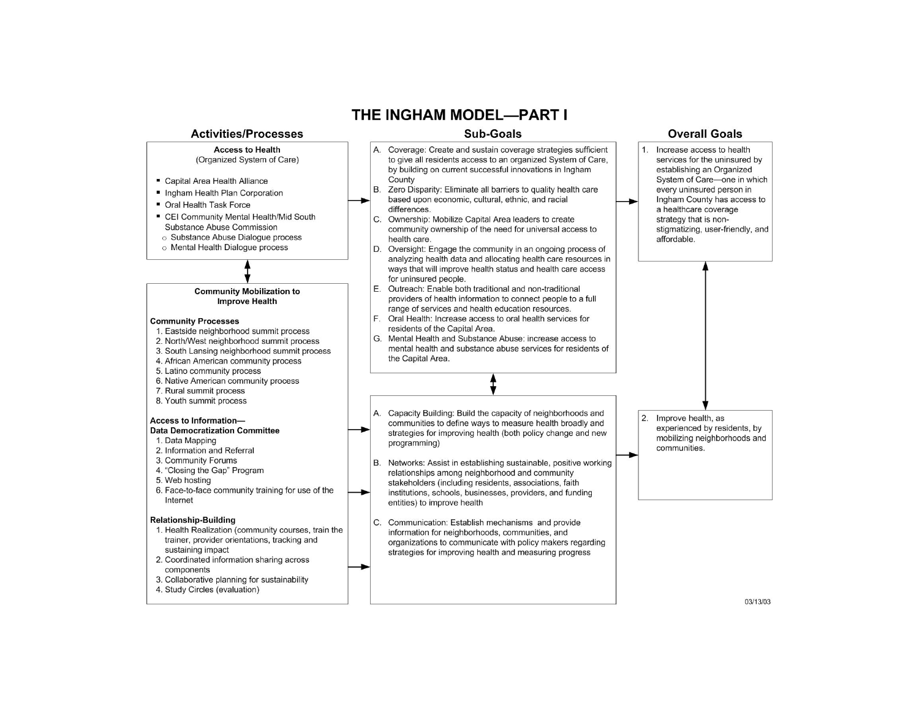# THE INGHAM MODEL—PART I

## Activities/Processes

**Access to Health**
(Organized System of Care)

- Capital Area Health Alliance
- Ingham Health Plan Corporation
- Oral Health Task Force
- CEI Community Mental Health/Mid South Substance Abuse Commission
  - Substance Abuse Dialogue process
  - Mental Health Dialogue process

**Community Mobilization to Improve Health**

**Community Processes**

1. Eastside neighborhood summit process
2. North/West neighborhood summit process
3. South Lansing neighborhood summit process
4. African American community process
5. Latino community process
6. Native American community process
7. Rural summit process
8. Youth summit process

**Access to Information—Data Democratization Committee**

1. Data Mapping
2. Information and Referral
3. Community Forums
4. "Closing the Gap" Program
5. Web hosting
6. Face-to-face community training for use of the Internet

**Relationship-Building**

1. Health Realization (community courses, train the trainer, provider orientations, tracking and sustaining impact
2. Coordinated information sharing across components
3. Collaborative planning for sustainability
4. Study Circles (evaluation)

## Sub-Goals

A. Coverage: Create and sustain coverage strategies sufficient to give all residents access to an organized System of Care, by building on current successful innovations in Ingham County
B. Zero Disparity: Eliminate all barriers to quality health care based upon economic, cultural, ethnic, and racial differences.
C. Ownership: Mobilize Capital Area leaders to create community ownership of the need for universal access to health care.
D. Oversight: Engage the community in an ongoing process of analyzing health data and allocating health care resources in ways that will improve health status and health care access for uninsured people.
E. Outreach: Enable both traditional and non-traditional providers of health information to connect people to a full range of services and health education resources.
F. Oral Health: Increase access to oral health services for residents of the Capital Area.
G. Mental Health and Substance Abuse: increase access to mental health and substance abuse services for residents of the Capital Area.

A. Capacity Building: Build the capacity of neighborhoods and communities to define ways to measure health broadly and strategies for improving health (both policy change and new programming)

B. Networks: Assist in establishing sustainable, positive working relationships among neighborhood and community stakeholders (including residents, associations, faith institutions, schools, businesses, providers, and funding entities) to improve health

C. Communication: Establish mechanisms and provide information for neighborhoods, communities, and organizations to communicate with policy makers regarding strategies for improving health and measuring progress

## Overall Goals

1. Increase access to health services for the uninsured by establishing an Organized System of Care—one in which every uninsured person in Ingham County has access to a healthcare coverage strategy that is non-stigmatizing, user-friendly, and affordable.

2. Improve health, as experienced by residents, by mobilizing neighborhoods and communities.

03/13/03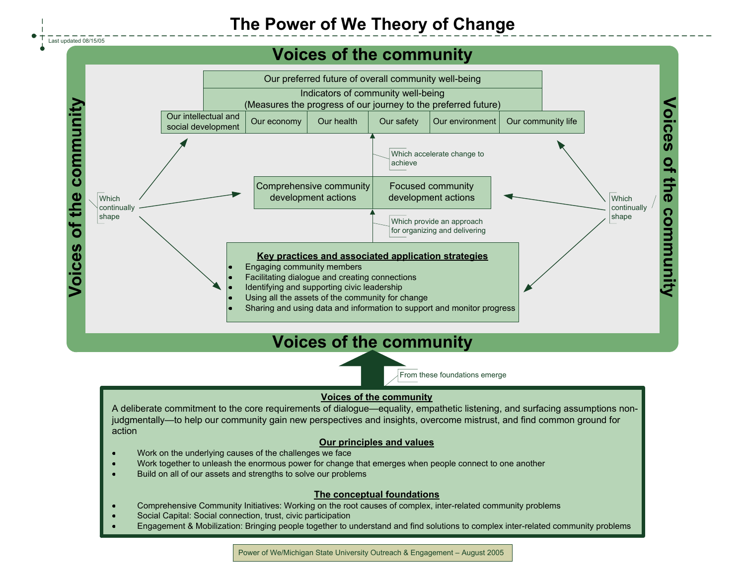# The Power of We Theory of Change

Last updated 08/15/05

## Voices of the community

Our preferred future of overall community well-being

Indicators of community well-being
(Measures the progress of our journey to the preferred future)

| Our intellectual and social development | Our economy | Our health | Our safety | Our environment | Our community life |
|---|---|---|---|---|---|

Which accelerate change to achieve

| Comprehensive community development actions | Focused community development actions |
|---|---|

Which provide an approach for organizing and delivering

**Key practices and associated application strategies**

- Engaging community members
- Facilitating dialogue and creating connections
- Identifying and supporting civic leadership
- Using all the assets of the community for change
- Sharing and using data and information to support and monitor progress

Which continually shape

Which continually shape

Voices of the community

Voices of the community

Voices of the community

From these foundations emerge

**Voices of the community**

A deliberate commitment to the core requirements of dialogue—equality, empathetic listening, and surfacing assumptions non-judgmentally—to help our community gain new perspectives and insights, overcome mistrust, and find common ground for action

**Our principles and values**

- Work on the underlying causes of the challenges we face
- Work together to unleash the enormous power for change that emerges when people connect to one another
- Build on all of our assets and strengths to solve our problems

**The conceptual foundations**

- Comprehensive Community Initiatives: Working on the root causes of complex, inter-related community problems
- Social Capital: Social connection, trust, civic participation
- Engagement & Mobilization: Bringing people together to understand and find solutions to complex inter-related community problems

Power of We/Michigan State University Outreach & Engagement – August 2005